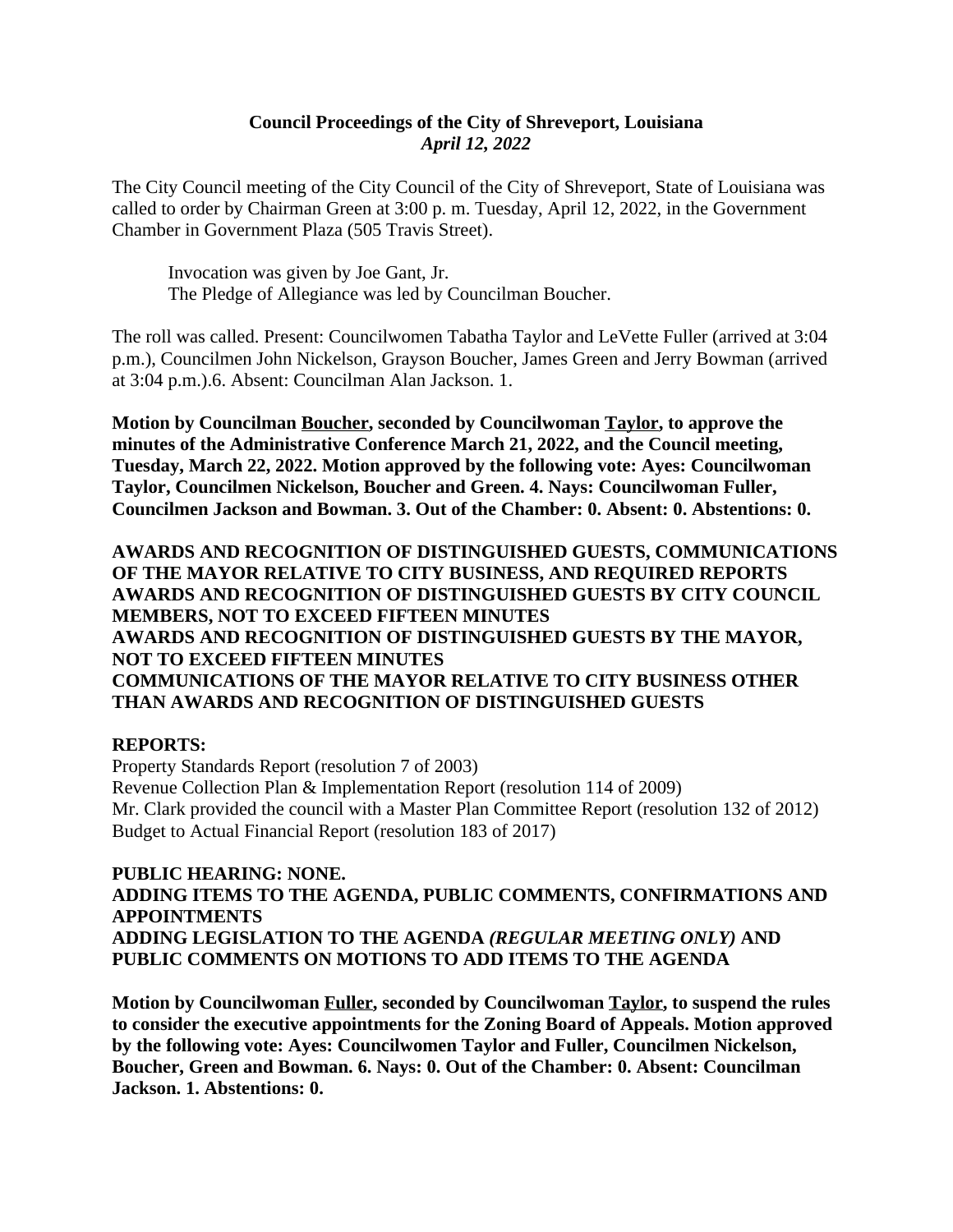**Council Proceedings of the City of Shreveport, Louisiana**
***April 12, 2022***

The City Council meeting of the City Council of the City of Shreveport, State of Louisiana was called to order by Chairman Green at 3:00 p. m. Tuesday, April 12, 2022, in the Government Chamber in Government Plaza (505 Travis Street).

Invocation was given by Joe Gant, Jr.
The Pledge of Allegiance was led by Councilman Boucher.

The roll was called. Present: Councilwomen Tabatha Taylor and LeVette Fuller (arrived at 3:04 p.m.), Councilmen John Nickelson, Grayson Boucher, James Green and Jerry Bowman (arrived at 3:04 p.m.).6. Absent: Councilman Alan Jackson. 1.

**Motion by Councilman <u>Boucher</u>, seconded by Councilwoman <u>Taylor</u>, to approve the minutes of the Administrative Conference March 21, 2022, and the Council meeting, Tuesday, March 22, 2022. Motion approved by the following vote: Ayes: Councilwoman Taylor, Councilmen Nickelson, Boucher and Green. 4. Nays: Councilwoman Fuller, Councilmen Jackson and Bowman. 3. Out of the Chamber: 0. Absent: 0. Abstentions: 0.**

**AWARDS AND RECOGNITION OF DISTINGUISHED GUESTS, COMMUNICATIONS OF THE MAYOR RELATIVE TO CITY BUSINESS, AND REQUIRED REPORTS**
**AWARDS AND RECOGNITION OF DISTINGUISHED GUESTS BY CITY COUNCIL MEMBERS, NOT TO EXCEED FIFTEEN MINUTES**
**AWARDS AND RECOGNITION OF DISTINGUISHED GUESTS BY THE MAYOR, NOT TO EXCEED FIFTEEN MINUTES**
**COMMUNICATIONS OF THE MAYOR RELATIVE TO CITY BUSINESS OTHER THAN AWARDS AND RECOGNITION OF DISTINGUISHED GUESTS**

**REPORTS:**

Property Standards Report (resolution 7 of 2003)
Revenue Collection Plan & Implementation Report (resolution 114 of 2009)
Mr. Clark provided the council with a Master Plan Committee Report (resolution 132 of 2012)
Budget to Actual Financial Report (resolution 183 of 2017)

**PUBLIC HEARING: NONE.**
**ADDING ITEMS TO THE AGENDA, PUBLIC COMMENTS, CONFIRMATIONS AND APPOINTMENTS**
**ADDING LEGISLATION TO THE AGENDA *(REGULAR MEETING ONLY)* AND PUBLIC COMMENTS ON MOTIONS TO ADD ITEMS TO THE AGENDA**

**Motion by Councilwoman <u>Fuller</u>, seconded by Councilwoman <u>Taylor</u>, to suspend the rules to consider the executive appointments for the Zoning Board of Appeals. Motion approved by the following vote: Ayes: Councilwomen Taylor and Fuller, Councilmen Nickelson, Boucher, Green and Bowman. 6. Nays: 0. Out of the Chamber: 0. Absent: Councilman Jackson. 1. Abstentions: 0.**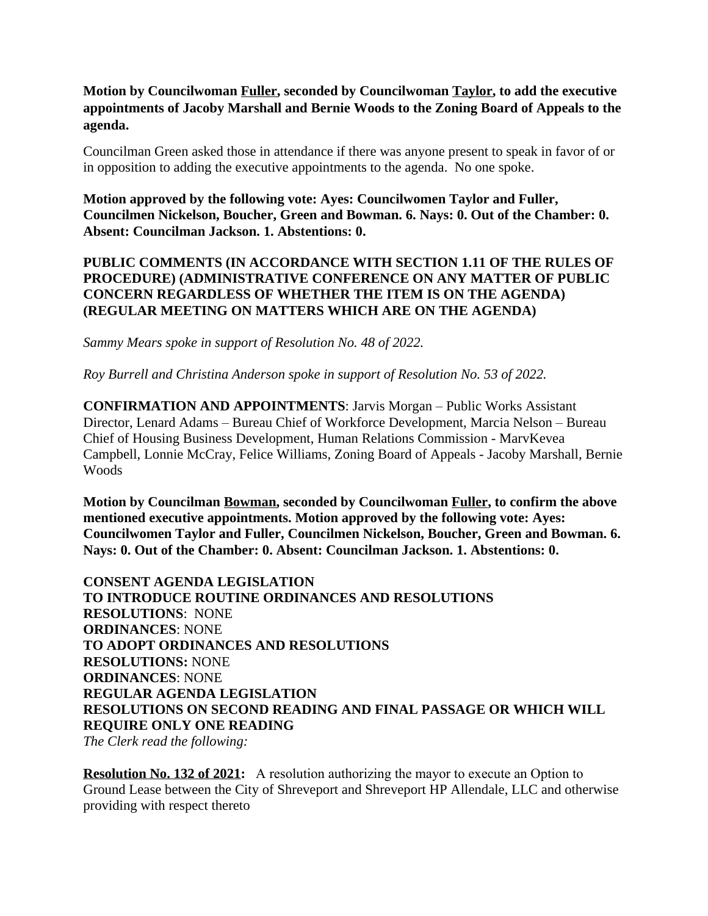**Motion by Councilwoman Fuller, seconded by Councilwoman Taylor, to add the executive appointments of Jacoby Marshall and Bernie Woods to the Zoning Board of Appeals to the agenda.**

Councilman Green asked those in attendance if there was anyone present to speak in favor of or in opposition to adding the executive appointments to the agenda. No one spoke.

**Motion approved by the following vote: Ayes: Councilwomen Taylor and Fuller, Councilmen Nickelson, Boucher, Green and Bowman. 6. Nays: 0. Out of the Chamber: 0. Absent: Councilman Jackson. 1. Abstentions: 0.**

**PUBLIC COMMENTS (IN ACCORDANCE WITH SECTION 1.11 OF THE RULES OF PROCEDURE) (ADMINISTRATIVE CONFERENCE ON ANY MATTER OF PUBLIC CONCERN REGARDLESS OF WHETHER THE ITEM IS ON THE AGENDA) (REGULAR MEETING ON MATTERS WHICH ARE ON THE AGENDA)**

*Sammy Mears spoke in support of Resolution No. 48 of 2022.*

*Roy Burrell and Christina Anderson spoke in support of Resolution No. 53 of 2022.*

**CONFIRMATION AND APPOINTMENTS**: Jarvis Morgan – Public Works Assistant Director, Lenard Adams – Bureau Chief of Workforce Development, Marcia Nelson – Bureau Chief of Housing Business Development, Human Relations Commission - MarvKevea Campbell, Lonnie McCray, Felice Williams, Zoning Board of Appeals - Jacoby Marshall, Bernie Woods

**Motion by Councilman Bowman, seconded by Councilwoman Fuller, to confirm the above mentioned executive appointments. Motion approved by the following vote: Ayes: Councilwomen Taylor and Fuller, Councilmen Nickelson, Boucher, Green and Bowman. 6. Nays: 0. Out of the Chamber: 0. Absent: Councilman Jackson. 1. Abstentions: 0.**

**CONSENT AGENDA LEGISLATION**
**TO INTRODUCE ROUTINE ORDINANCES AND RESOLUTIONS**
**RESOLUTIONS**: NONE
**ORDINANCES**: NONE
**TO ADOPT ORDINANCES AND RESOLUTIONS**
**RESOLUTIONS:** NONE
**ORDINANCES**: NONE
**REGULAR AGENDA LEGISLATION**
**RESOLUTIONS ON SECOND READING AND FINAL PASSAGE OR WHICH WILL REQUIRE ONLY ONE READING**
*The Clerk read the following:*

**Resolution No. 132 of 2021:** A resolution authorizing the mayor to execute an Option to Ground Lease between the City of Shreveport and Shreveport HP Allendale, LLC and otherwise providing with respect thereto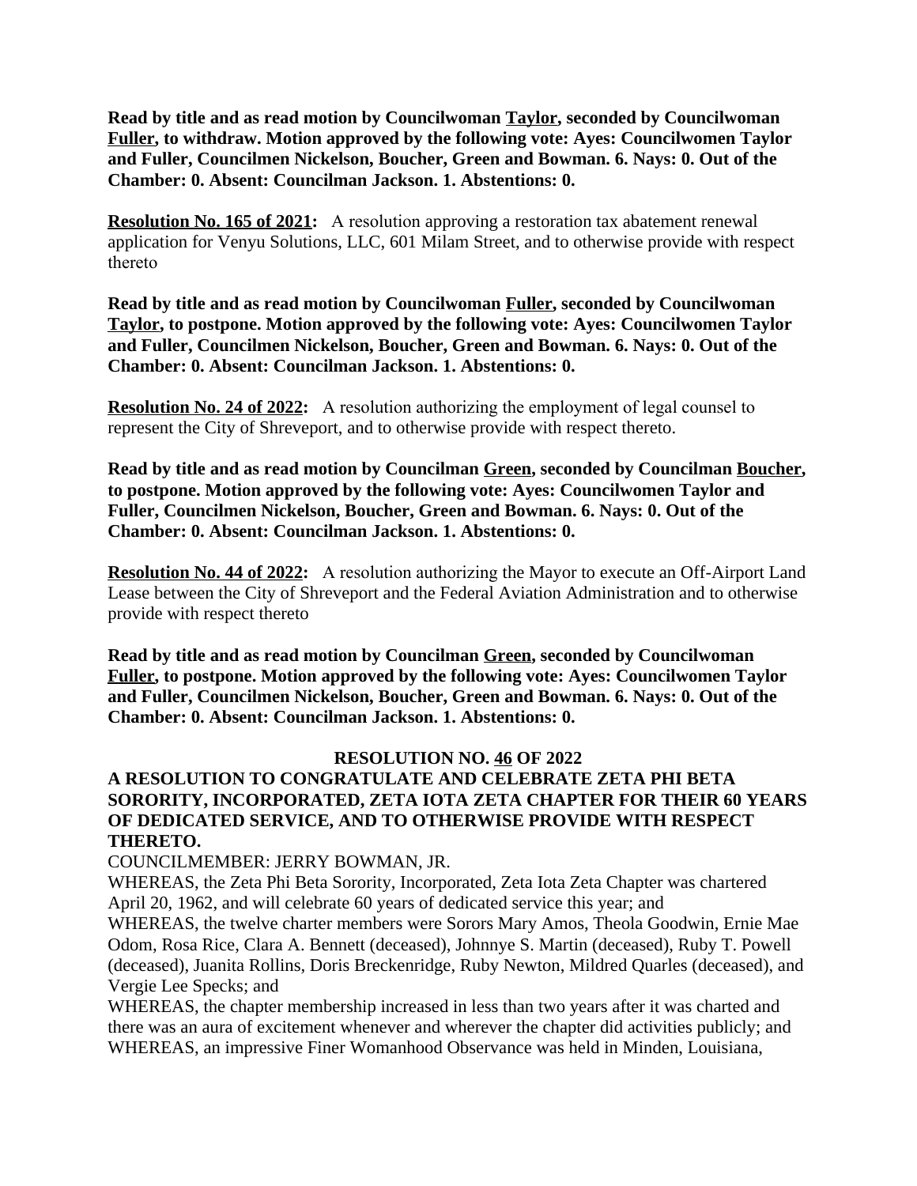**Read by title and as read motion by Councilwoman Taylor, seconded by Councilwoman Fuller, to withdraw. Motion approved by the following vote: Ayes: Councilwomen Taylor and Fuller, Councilmen Nickelson, Boucher, Green and Bowman. 6. Nays: 0. Out of the Chamber: 0. Absent: Councilman Jackson. 1. Abstentions: 0.**

**Resolution No. 165 of 2021:** A resolution approving a restoration tax abatement renewal application for Venyu Solutions, LLC, 601 Milam Street, and to otherwise provide with respect thereto

**Read by title and as read motion by Councilwoman Fuller, seconded by Councilwoman Taylor, to postpone. Motion approved by the following vote: Ayes: Councilwomen Taylor and Fuller, Councilmen Nickelson, Boucher, Green and Bowman. 6. Nays: 0. Out of the Chamber: 0. Absent: Councilman Jackson. 1. Abstentions: 0.**

**Resolution No. 24 of 2022:** A resolution authorizing the employment of legal counsel to represent the City of Shreveport, and to otherwise provide with respect thereto.

**Read by title and as read motion by Councilman Green, seconded by Councilman Boucher, to postpone. Motion approved by the following vote: Ayes: Councilwomen Taylor and Fuller, Councilmen Nickelson, Boucher, Green and Bowman. 6. Nays: 0. Out of the Chamber: 0. Absent: Councilman Jackson. 1. Abstentions: 0.**

**Resolution No. 44 of 2022:** A resolution authorizing the Mayor to execute an Off-Airport Land Lease between the City of Shreveport and the Federal Aviation Administration and to otherwise provide with respect thereto

**Read by title and as read motion by Councilman Green, seconded by Councilwoman Fuller, to postpone. Motion approved by the following vote: Ayes: Councilwomen Taylor and Fuller, Councilmen Nickelson, Boucher, Green and Bowman. 6. Nays: 0. Out of the Chamber: 0. Absent: Councilman Jackson. 1. Abstentions: 0.**

**RESOLUTION NO. 46 OF 2022**

**A RESOLUTION TO CONGRATULATE AND CELEBRATE ZETA PHI BETA SORORITY, INCORPORATED, ZETA IOTA ZETA CHAPTER FOR THEIR 60 YEARS OF DEDICATED SERVICE, AND TO OTHERWISE PROVIDE WITH RESPECT THERETO.**

COUNCILMEMBER: JERRY BOWMAN, JR.

WHEREAS, the Zeta Phi Beta Sorority, Incorporated, Zeta Iota Zeta Chapter was chartered April 20, 1962, and will celebrate 60 years of dedicated service this year; and

WHEREAS, the twelve charter members were Sorors Mary Amos, Theola Goodwin, Ernie Mae Odom, Rosa Rice, Clara A. Bennett (deceased), Johnnye S. Martin (deceased), Ruby T. Powell (deceased), Juanita Rollins, Doris Breckenridge, Ruby Newton, Mildred Quarles (deceased), and Vergie Lee Specks; and

WHEREAS, the chapter membership increased in less than two years after it was charted and there was an aura of excitement whenever and wherever the chapter did activities publicly; and

WHEREAS, an impressive Finer Womanhood Observance was held in Minden, Louisiana,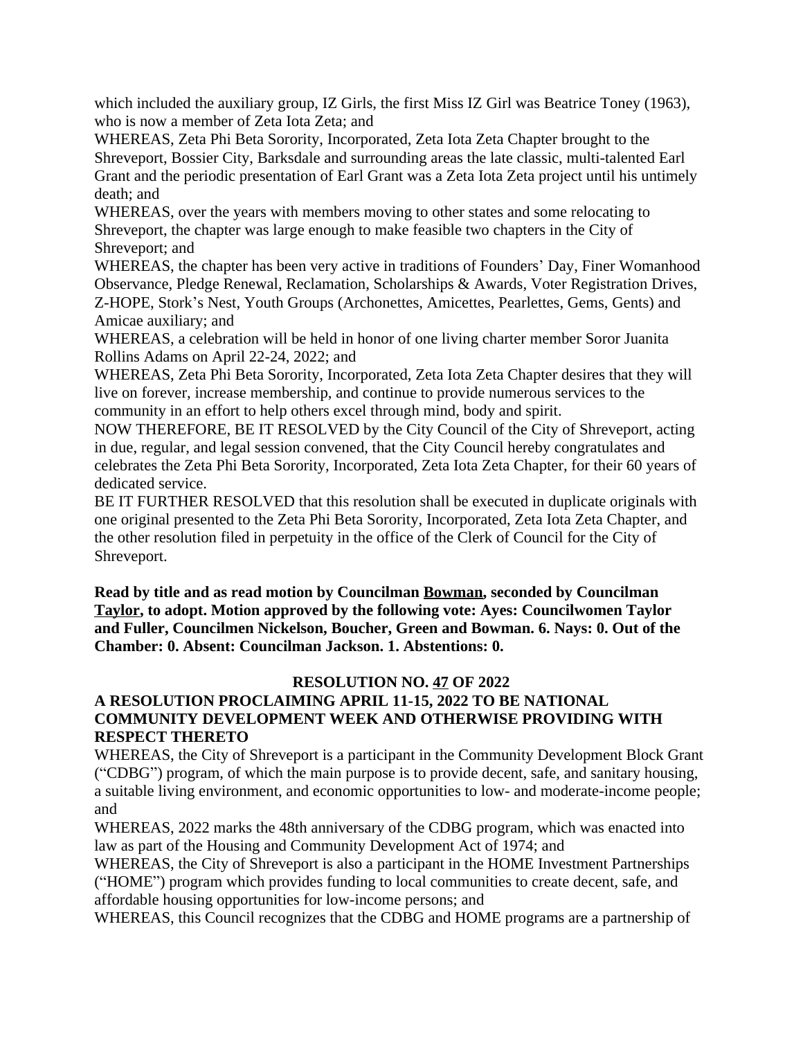which included the auxiliary group, IZ Girls, the first Miss IZ Girl was Beatrice Toney (1963), who is now a member of Zeta Iota Zeta; and

WHEREAS, Zeta Phi Beta Sorority, Incorporated, Zeta Iota Zeta Chapter brought to the Shreveport, Bossier City, Barksdale and surrounding areas the late classic, multi-talented Earl Grant and the periodic presentation of Earl Grant was a Zeta Iota Zeta project until his untimely death; and

WHEREAS, over the years with members moving to other states and some relocating to Shreveport, the chapter was large enough to make feasible two chapters in the City of Shreveport; and

WHEREAS, the chapter has been very active in traditions of Founders' Day, Finer Womanhood Observance, Pledge Renewal, Reclamation, Scholarships & Awards, Voter Registration Drives, Z-HOPE, Stork's Nest, Youth Groups (Archonettes, Amicettes, Pearlettes, Gems, Gents) and Amicae auxiliary; and

WHEREAS, a celebration will be held in honor of one living charter member Soror Juanita Rollins Adams on April 22-24, 2022; and

WHEREAS, Zeta Phi Beta Sorority, Incorporated, Zeta Iota Zeta Chapter desires that they will live on forever, increase membership, and continue to provide numerous services to the community in an effort to help others excel through mind, body and spirit.

NOW THEREFORE, BE IT RESOLVED by the City Council of the City of Shreveport, acting in due, regular, and legal session convened, that the City Council hereby congratulates and celebrates the Zeta Phi Beta Sorority, Incorporated, Zeta Iota Zeta Chapter, for their 60 years of dedicated service.

BE IT FURTHER RESOLVED that this resolution shall be executed in duplicate originals with one original presented to the Zeta Phi Beta Sorority, Incorporated, Zeta Iota Zeta Chapter, and the other resolution filed in perpetuity in the office of the Clerk of Council for the City of Shreveport.

**Read by title and as read motion by Councilman Bowman, seconded by Councilman Taylor, to adopt. Motion approved by the following vote: Ayes: Councilwomen Taylor and Fuller, Councilmen Nickelson, Boucher, Green and Bowman. 6. Nays: 0. Out of the Chamber: 0. Absent: Councilman Jackson. 1. Abstentions: 0.**

**RESOLUTION NO. 47 OF 2022**

**A RESOLUTION PROCLAIMING APRIL 11-15, 2022 TO BE NATIONAL COMMUNITY DEVELOPMENT WEEK AND OTHERWISE PROVIDING WITH RESPECT THERETO**

WHEREAS, the City of Shreveport is a participant in the Community Development Block Grant ("CDBG") program, of which the main purpose is to provide decent, safe, and sanitary housing, a suitable living environment, and economic opportunities to low- and moderate-income people; and

WHEREAS, 2022 marks the 48th anniversary of the CDBG program, which was enacted into law as part of the Housing and Community Development Act of 1974; and

WHEREAS, the City of Shreveport is also a participant in the HOME Investment Partnerships ("HOME") program which provides funding to local communities to create decent, safe, and affordable housing opportunities for low-income persons; and

WHEREAS, this Council recognizes that the CDBG and HOME programs are a partnership of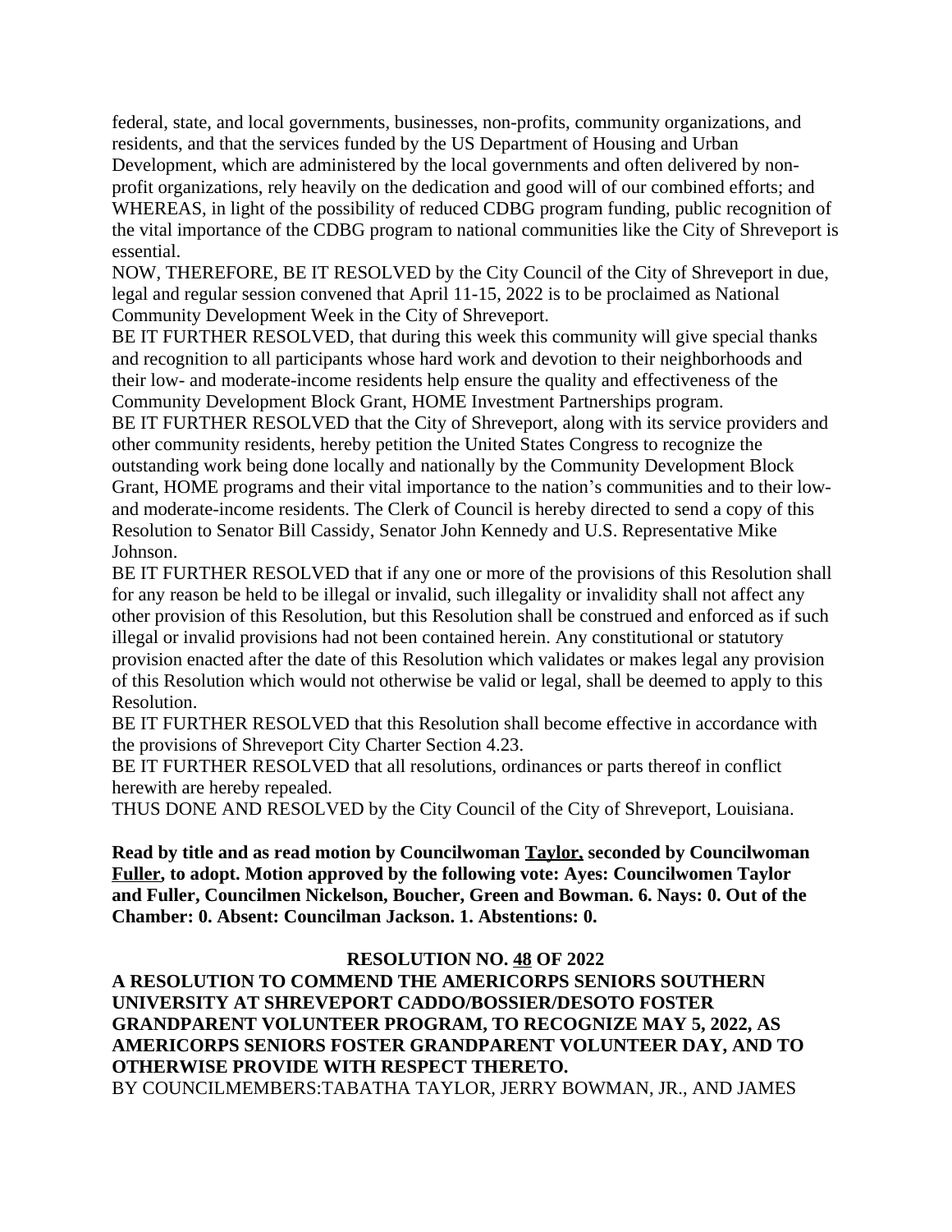federal, state, and local governments, businesses, non-profits, community organizations, and residents, and that the services funded by the US Department of Housing and Urban Development, which are administered by the local governments and often delivered by non-profit organizations, rely heavily on the dedication and good will of our combined efforts; and WHEREAS, in light of the possibility of reduced CDBG program funding, public recognition of the vital importance of the CDBG program to national communities like the City of Shreveport is essential.

NOW, THEREFORE, BE IT RESOLVED by the City Council of the City of Shreveport in due, legal and regular session convened that April 11-15, 2022 is to be proclaimed as National Community Development Week in the City of Shreveport.

BE IT FURTHER RESOLVED, that during this week this community will give special thanks and recognition to all participants whose hard work and devotion to their neighborhoods and their low- and moderate-income residents help ensure the quality and effectiveness of the Community Development Block Grant, HOME Investment Partnerships program.

BE IT FURTHER RESOLVED that the City of Shreveport, along with its service providers and other community residents, hereby petition the United States Congress to recognize the outstanding work being done locally and nationally by the Community Development Block Grant, HOME programs and their vital importance to the nation's communities and to their low- and moderate-income residents. The Clerk of Council is hereby directed to send a copy of this Resolution to Senator Bill Cassidy, Senator John Kennedy and U.S. Representative Mike Johnson.

BE IT FURTHER RESOLVED that if any one or more of the provisions of this Resolution shall for any reason be held to be illegal or invalid, such illegality or invalidity shall not affect any other provision of this Resolution, but this Resolution shall be construed and enforced as if such illegal or invalid provisions had not been contained herein. Any constitutional or statutory provision enacted after the date of this Resolution which validates or makes legal any provision of this Resolution which would not otherwise be valid or legal, shall be deemed to apply to this Resolution.

BE IT FURTHER RESOLVED that this Resolution shall become effective in accordance with the provisions of Shreveport City Charter Section 4.23.

BE IT FURTHER RESOLVED that all resolutions, ordinances or parts thereof in conflict herewith are hereby repealed.

THUS DONE AND RESOLVED by the City Council of the City of Shreveport, Louisiana.

**Read by title and as read motion by Councilwoman Taylor, seconded by Councilwoman Fuller, to adopt. Motion approved by the following vote: Ayes: Councilwomen Taylor and Fuller, Councilmen Nickelson, Boucher, Green and Bowman. 6. Nays: 0. Out of the Chamber: 0. Absent: Councilman Jackson. 1. Abstentions: 0.**

**RESOLUTION NO. 48 OF 2022**

**A RESOLUTION TO COMMEND THE AMERICORPS SENIORS SOUTHERN UNIVERSITY AT SHREVEPORT CADDO/BOSSIER/DESOTO FOSTER GRANDPARENT VOLUNTEER PROGRAM, TO RECOGNIZE MAY 5, 2022, AS AMERICORPS SENIORS FOSTER GRANDPARENT VOLUNTEER DAY, AND TO OTHERWISE PROVIDE WITH RESPECT THERETO.**

BY COUNCILMEMBERS:TABATHA TAYLOR, JERRY BOWMAN, JR., AND JAMES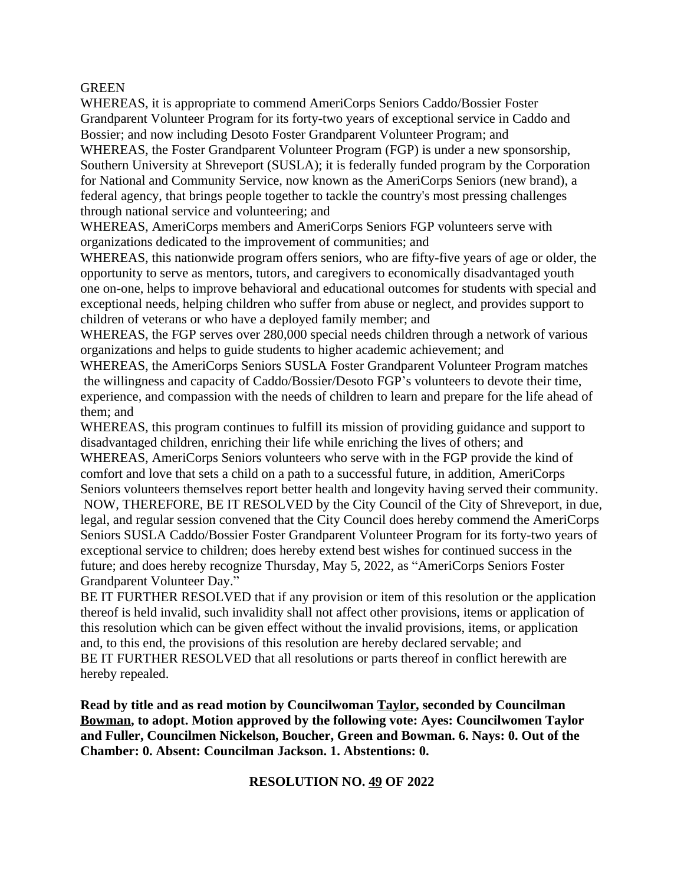GREEN

WHEREAS, it is appropriate to commend AmeriCorps Seniors Caddo/Bossier Foster Grandparent Volunteer Program for its forty-two years of exceptional service in Caddo and Bossier; and now including Desoto Foster Grandparent Volunteer Program; and

WHEREAS, the Foster Grandparent Volunteer Program (FGP) is under a new sponsorship, Southern University at Shreveport (SUSLA); it is federally funded program by the Corporation for National and Community Service, now known as the AmeriCorps Seniors (new brand), a federal agency, that brings people together to tackle the country's most pressing challenges through national service and volunteering; and

WHEREAS, AmeriCorps members and AmeriCorps Seniors FGP volunteers serve with organizations dedicated to the improvement of communities; and

WHEREAS, this nationwide program offers seniors, who are fifty-five years of age or older, the opportunity to serve as mentors, tutors, and caregivers to economically disadvantaged youth one on-one, helps to improve behavioral and educational outcomes for students with special and exceptional needs, helping children who suffer from abuse or neglect, and provides support to children of veterans or who have a deployed family member; and

WHEREAS, the FGP serves over 280,000 special needs children through a network of various organizations and helps to guide students to higher academic achievement; and

WHEREAS, the AmeriCorps Seniors SUSLA Foster Grandparent Volunteer Program matches the willingness and capacity of Caddo/Bossier/Desoto FGP's volunteers to devote their time, experience, and compassion with the needs of children to learn and prepare for the life ahead of them; and

WHEREAS, this program continues to fulfill its mission of providing guidance and support to disadvantaged children, enriching their life while enriching the lives of others; and

WHEREAS, AmeriCorps Seniors volunteers who serve with in the FGP provide the kind of comfort and love that sets a child on a path to a successful future, in addition, AmeriCorps Seniors volunteers themselves report better health and longevity having served their community.

NOW, THEREFORE, BE IT RESOLVED by the City Council of the City of Shreveport, in due, legal, and regular session convened that the City Council does hereby commend the AmeriCorps Seniors SUSLA Caddo/Bossier Foster Grandparent Volunteer Program for its forty-two years of exceptional service to children; does hereby extend best wishes for continued success in the future; and does hereby recognize Thursday, May 5, 2022, as "AmeriCorps Seniors Foster Grandparent Volunteer Day."

BE IT FURTHER RESOLVED that if any provision or item of this resolution or the application thereof is held invalid, such invalidity shall not affect other provisions, items or application of this resolution which can be given effect without the invalid provisions, items, or application and, to this end, the provisions of this resolution are hereby declared servable; and

BE IT FURTHER RESOLVED that all resolutions or parts thereof in conflict herewith are hereby repealed.

**Read by title and as read motion by Councilwoman Taylor, seconded by Councilman Bowman, to adopt. Motion approved by the following vote: Ayes: Councilwomen Taylor and Fuller, Councilmen Nickelson, Boucher, Green and Bowman. 6. Nays: 0. Out of the Chamber: 0. Absent: Councilman Jackson. 1. Abstentions: 0.**

**RESOLUTION NO. 49 OF 2022**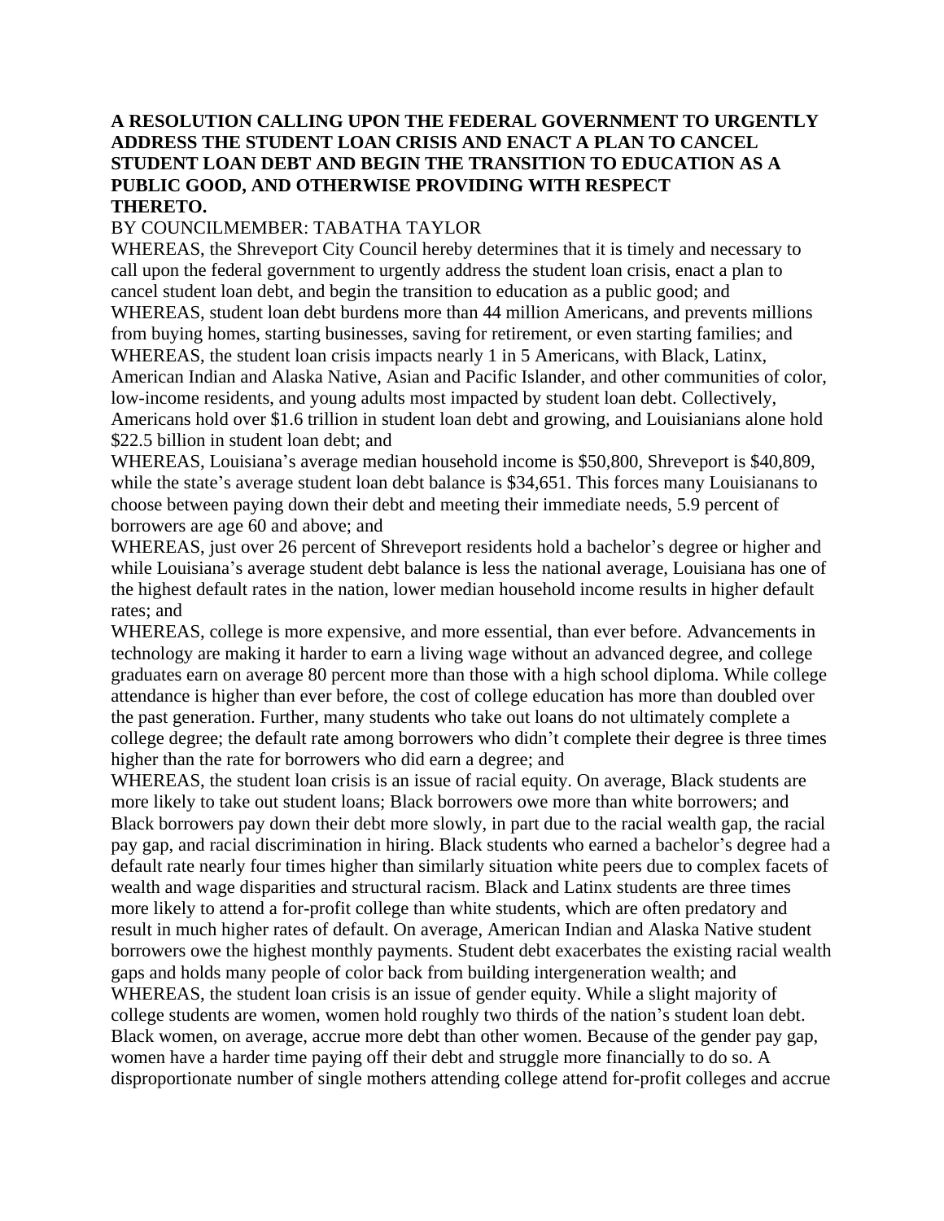**A RESOLUTION CALLING UPON THE FEDERAL GOVERNMENT TO URGENTLY ADDRESS THE STUDENT LOAN CRISIS AND ENACT A PLAN TO CANCEL STUDENT LOAN DEBT AND BEGIN THE TRANSITION TO EDUCATION AS A PUBLIC GOOD, AND OTHERWISE PROVIDING WITH RESPECT THERETO.**

BY COUNCILMEMBER: TABATHA TAYLOR

WHEREAS, the Shreveport City Council hereby determines that it is timely and necessary to call upon the federal government to urgently address the student loan crisis, enact a plan to cancel student loan debt, and begin the transition to education as a public good; and

WHEREAS, student loan debt burdens more than 44 million Americans, and prevents millions from buying homes, starting businesses, saving for retirement, or even starting families; and

WHEREAS, the student loan crisis impacts nearly 1 in 5 Americans, with Black, Latinx, American Indian and Alaska Native, Asian and Pacific Islander, and other communities of color, low-income residents, and young adults most impacted by student loan debt. Collectively, Americans hold over $1.6 trillion in student loan debt and growing, and Louisianians alone hold $22.5 billion in student loan debt; and

WHEREAS, Louisiana's average median household income is $50,800, Shreveport is $40,809, while the state's average student loan debt balance is $34,651. This forces many Louisianans to choose between paying down their debt and meeting their immediate needs, 5.9 percent of borrowers are age 60 and above; and

WHEREAS, just over 26 percent of Shreveport residents hold a bachelor's degree or higher and while Louisiana's average student debt balance is less the national average, Louisiana has one of the highest default rates in the nation, lower median household income results in higher default rates; and

WHEREAS, college is more expensive, and more essential, than ever before. Advancements in technology are making it harder to earn a living wage without an advanced degree, and college graduates earn on average 80 percent more than those with a high school diploma. While college attendance is higher than ever before, the cost of college education has more than doubled over the past generation. Further, many students who take out loans do not ultimately complete a college degree; the default rate among borrowers who didn't complete their degree is three times higher than the rate for borrowers who did earn a degree; and

WHEREAS, the student loan crisis is an issue of racial equity. On average, Black students are more likely to take out student loans; Black borrowers owe more than white borrowers; and Black borrowers pay down their debt more slowly, in part due to the racial wealth gap, the racial pay gap, and racial discrimination in hiring. Black students who earned a bachelor's degree had a default rate nearly four times higher than similarly situation white peers due to complex facets of wealth and wage disparities and structural racism. Black and Latinx students are three times more likely to attend a for-profit college than white students, which are often predatory and result in much higher rates of default. On average, American Indian and Alaska Native student borrowers owe the highest monthly payments. Student debt exacerbates the existing racial wealth gaps and holds many people of color back from building intergeneration wealth; and

WHEREAS, the student loan crisis is an issue of gender equity. While a slight majority of college students are women, women hold roughly two thirds of the nation's student loan debt. Black women, on average, accrue more debt than other women. Because of the gender pay gap, women have a harder time paying off their debt and struggle more financially to do so. A disproportionate number of single mothers attending college attend for-profit colleges and accrue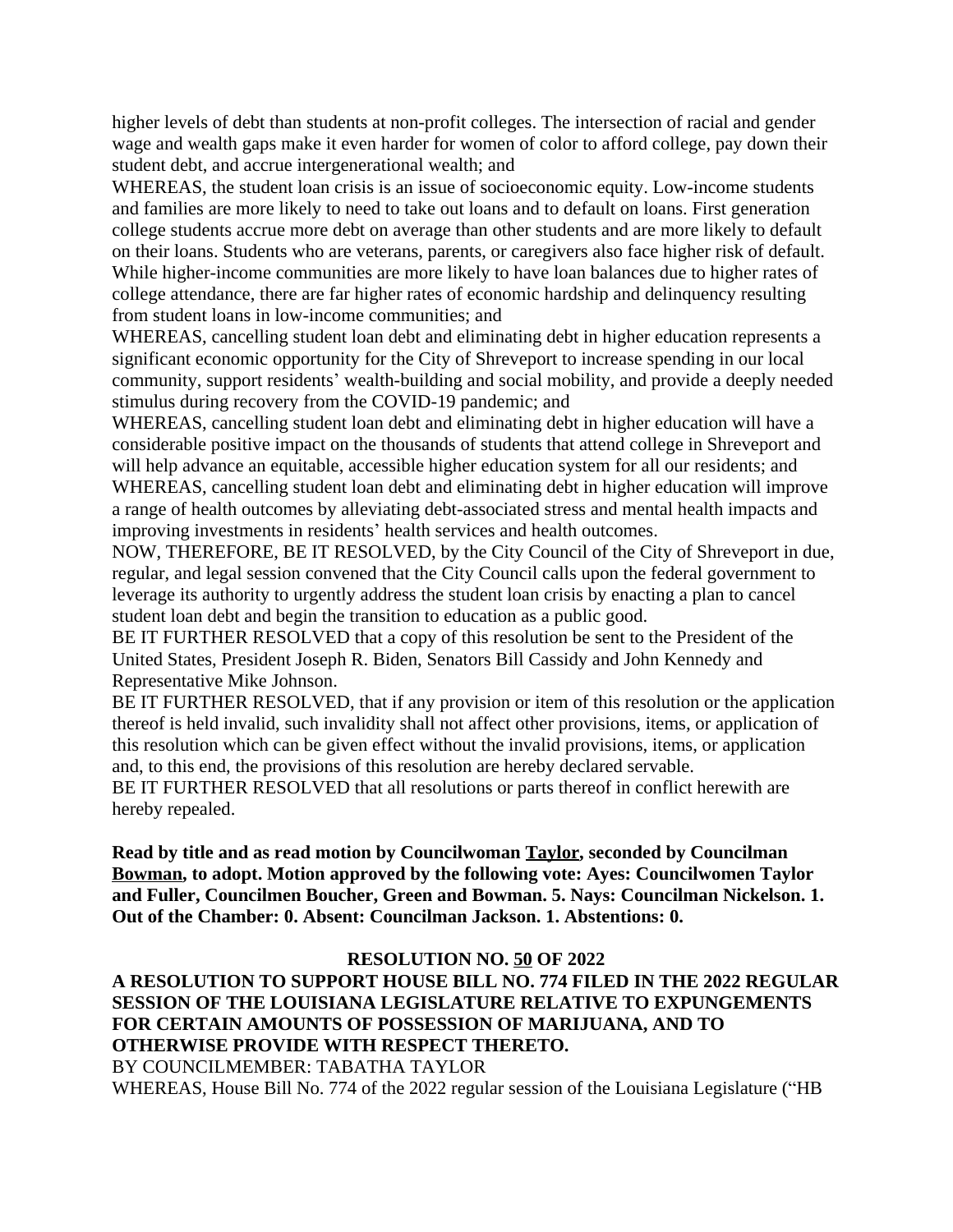higher levels of debt than students at non-profit colleges. The intersection of racial and gender wage and wealth gaps make it even harder for women of color to afford college, pay down their student debt, and accrue intergenerational wealth; and

WHEREAS, the student loan crisis is an issue of socioeconomic equity. Low-income students and families are more likely to need to take out loans and to default on loans. First generation college students accrue more debt on average than other students and are more likely to default on their loans. Students who are veterans, parents, or caregivers also face higher risk of default. While higher-income communities are more likely to have loan balances due to higher rates of college attendance, there are far higher rates of economic hardship and delinquency resulting from student loans in low-income communities; and

WHEREAS, cancelling student loan debt and eliminating debt in higher education represents a significant economic opportunity for the City of Shreveport to increase spending in our local community, support residents' wealth-building and social mobility, and provide a deeply needed stimulus during recovery from the COVID-19 pandemic; and

WHEREAS, cancelling student loan debt and eliminating debt in higher education will have a considerable positive impact on the thousands of students that attend college in Shreveport and will help advance an equitable, accessible higher education system for all our residents; and

WHEREAS, cancelling student loan debt and eliminating debt in higher education will improve a range of health outcomes by alleviating debt-associated stress and mental health impacts and improving investments in residents' health services and health outcomes.

NOW, THEREFORE, BE IT RESOLVED, by the City Council of the City of Shreveport in due, regular, and legal session convened that the City Council calls upon the federal government to leverage its authority to urgently address the student loan crisis by enacting a plan to cancel student loan debt and begin the transition to education as a public good.

BE IT FURTHER RESOLVED that a copy of this resolution be sent to the President of the United States, President Joseph R. Biden, Senators Bill Cassidy and John Kennedy and Representative Mike Johnson.

BE IT FURTHER RESOLVED, that if any provision or item of this resolution or the application thereof is held invalid, such invalidity shall not affect other provisions, items, or application of this resolution which can be given effect without the invalid provisions, items, or application and, to this end, the provisions of this resolution are hereby declared servable.

BE IT FURTHER RESOLVED that all resolutions or parts thereof in conflict herewith are hereby repealed.

**Read by title and as read motion by Councilwoman Taylor, seconded by Councilman Bowman, to adopt. Motion approved by the following vote: Ayes: Councilwomen Taylor and Fuller, Councilmen Boucher, Green and Bowman. 5. Nays: Councilman Nickelson. 1. Out of the Chamber: 0. Absent: Councilman Jackson. 1. Abstentions: 0.**

**RESOLUTION NO. 50 OF 2022**

**A RESOLUTION TO SUPPORT HOUSE BILL NO. 774 FILED IN THE 2022 REGULAR SESSION OF THE LOUISIANA LEGISLATURE RELATIVE TO EXPUNGEMENTS FOR CERTAIN AMOUNTS OF POSSESSION OF MARIJUANA, AND TO OTHERWISE PROVIDE WITH RESPECT THERETO.**

BY COUNCILMEMBER: TABATHA TAYLOR

WHEREAS, House Bill No. 774 of the 2022 regular session of the Louisiana Legislature ("HB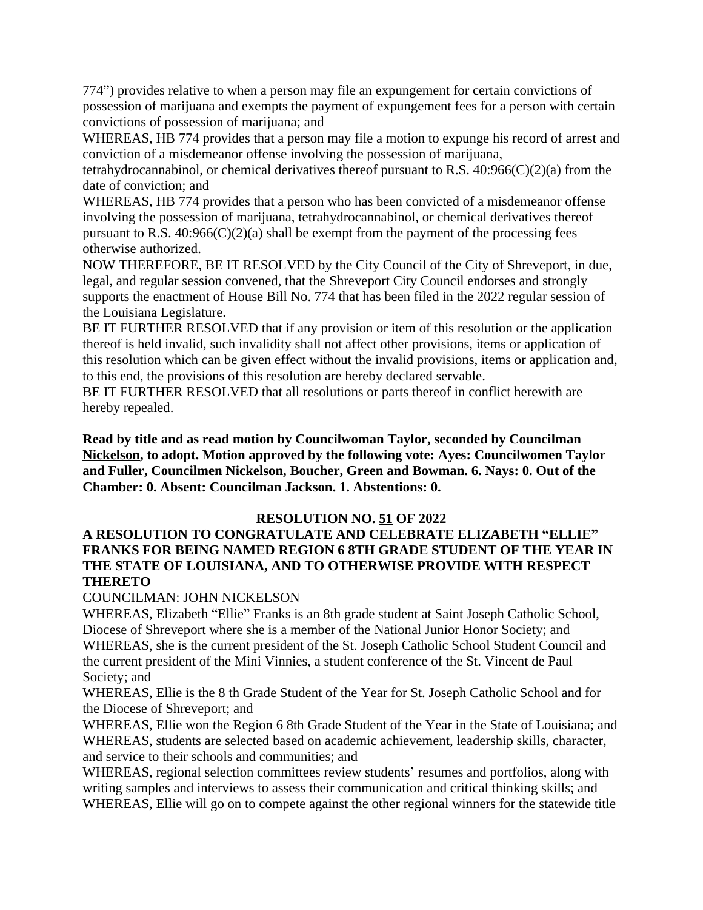774") provides relative to when a person may file an expungement for certain convictions of possession of marijuana and exempts the payment of expungement fees for a person with certain convictions of possession of marijuana; and

WHEREAS, HB 774 provides that a person may file a motion to expunge his record of arrest and conviction of a misdemeanor offense involving the possession of marijuana, tetrahydrocannabinol, or chemical derivatives thereof pursuant to R.S. 40:966(C)(2)(a) from the date of conviction; and

WHEREAS, HB 774 provides that a person who has been convicted of a misdemeanor offense involving the possession of marijuana, tetrahydrocannabinol, or chemical derivatives thereof pursuant to R.S. 40:966(C)(2)(a) shall be exempt from the payment of the processing fees otherwise authorized.

NOW THEREFORE, BE IT RESOLVED by the City Council of the City of Shreveport, in due, legal, and regular session convened, that the Shreveport City Council endorses and strongly supports the enactment of House Bill No. 774 that has been filed in the 2022 regular session of the Louisiana Legislature.

BE IT FURTHER RESOLVED that if any provision or item of this resolution or the application thereof is held invalid, such invalidity shall not affect other provisions, items or application of this resolution which can be given effect without the invalid provisions, items or application and, to this end, the provisions of this resolution are hereby declared servable.

BE IT FURTHER RESOLVED that all resolutions or parts thereof in conflict herewith are hereby repealed.

**Read by title and as read motion by Councilwoman Taylor, seconded by Councilman Nickelson, to adopt. Motion approved by the following vote: Ayes: Councilwomen Taylor and Fuller, Councilmen Nickelson, Boucher, Green and Bowman. 6. Nays: 0. Out of the Chamber: 0. Absent: Councilman Jackson. 1. Abstentions: 0.**

**RESOLUTION NO. 51 OF 2022**

**A RESOLUTION TO CONGRATULATE AND CELEBRATE ELIZABETH "ELLIE" FRANKS FOR BEING NAMED REGION 6 8TH GRADE STUDENT OF THE YEAR IN THE STATE OF LOUISIANA, AND TO OTHERWISE PROVIDE WITH RESPECT THERETO**

COUNCILMAN: JOHN NICKELSON

WHEREAS, Elizabeth "Ellie" Franks is an 8th grade student at Saint Joseph Catholic School, Diocese of Shreveport where she is a member of the National Junior Honor Society; and

WHEREAS, she is the current president of the St. Joseph Catholic School Student Council and the current president of the Mini Vinnies, a student conference of the St. Vincent de Paul Society; and

WHEREAS, Ellie is the 8 th Grade Student of the Year for St. Joseph Catholic School and for the Diocese of Shreveport; and

WHEREAS, Ellie won the Region 6 8th Grade Student of the Year in the State of Louisiana; and

WHEREAS, students are selected based on academic achievement, leadership skills, character, and service to their schools and communities; and

WHEREAS, regional selection committees review students' resumes and portfolios, along with writing samples and interviews to assess their communication and critical thinking skills; and

WHEREAS, Ellie will go on to compete against the other regional winners for the statewide title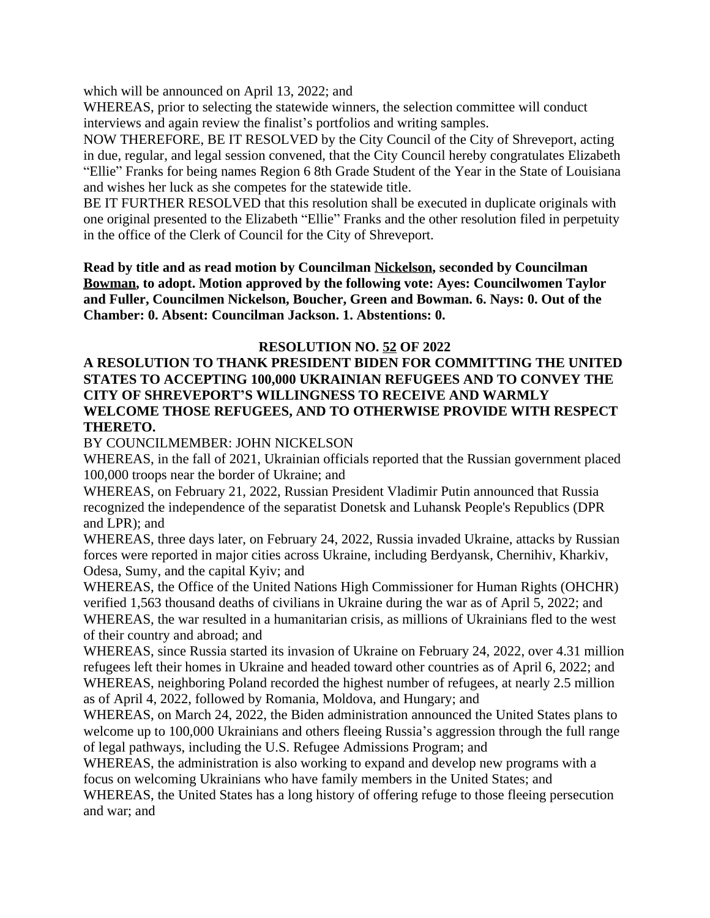which will be announced on April 13, 2022; and

WHEREAS, prior to selecting the statewide winners, the selection committee will conduct interviews and again review the finalist's portfolios and writing samples.

NOW THEREFORE, BE IT RESOLVED by the City Council of the City of Shreveport, acting in due, regular, and legal session convened, that the City Council hereby congratulates Elizabeth "Ellie" Franks for being names Region 6 8th Grade Student of the Year in the State of Louisiana and wishes her luck as she competes for the statewide title.

BE IT FURTHER RESOLVED that this resolution shall be executed in duplicate originals with one original presented to the Elizabeth "Ellie" Franks and the other resolution filed in perpetuity in the office of the Clerk of Council for the City of Shreveport.

**Read by title and as read motion by Councilman Nickelson, seconded by Councilman Bowman, to adopt. Motion approved by the following vote: Ayes: Councilwomen Taylor and Fuller, Councilmen Nickelson, Boucher, Green and Bowman. 6. Nays: 0. Out of the Chamber: 0. Absent: Councilman Jackson. 1. Abstentions: 0.**

## RESOLUTION NO. 52 OF 2022

**A RESOLUTION TO THANK PRESIDENT BIDEN FOR COMMITTING THE UNITED STATES TO ACCEPTING 100,000 UKRAINIAN REFUGEES AND TO CONVEY THE CITY OF SHREVEPORT'S WILLINGNESS TO RECEIVE AND WARMLY WELCOME THOSE REFUGEES, AND TO OTHERWISE PROVIDE WITH RESPECT THERETO.**

BY COUNCILMEMBER: JOHN NICKELSON

WHEREAS, in the fall of 2021, Ukrainian officials reported that the Russian government placed 100,000 troops near the border of Ukraine; and

WHEREAS, on February 21, 2022, Russian President Vladimir Putin announced that Russia recognized the independence of the separatist Donetsk and Luhansk People's Republics (DPR and LPR); and

WHEREAS, three days later, on February 24, 2022, Russia invaded Ukraine, attacks by Russian forces were reported in major cities across Ukraine, including Berdyansk, Chernihiv, Kharkiv, Odesa, Sumy, and the capital Kyiv; and

WHEREAS, the Office of the United Nations High Commissioner for Human Rights (OHCHR) verified 1,563 thousand deaths of civilians in Ukraine during the war as of April 5, 2022; and

WHEREAS, the war resulted in a humanitarian crisis, as millions of Ukrainians fled to the west of their country and abroad; and

WHEREAS, since Russia started its invasion of Ukraine on February 24, 2022, over 4.31 million refugees left their homes in Ukraine and headed toward other countries as of April 6, 2022; and

WHEREAS, neighboring Poland recorded the highest number of refugees, at nearly 2.5 million as of April 4, 2022, followed by Romania, Moldova, and Hungary; and

WHEREAS, on March 24, 2022, the Biden administration announced the United States plans to welcome up to 100,000 Ukrainians and others fleeing Russia's aggression through the full range of legal pathways, including the U.S. Refugee Admissions Program; and

WHEREAS, the administration is also working to expand and develop new programs with a focus on welcoming Ukrainians who have family members in the United States; and

WHEREAS, the United States has a long history of offering refuge to those fleeing persecution and war; and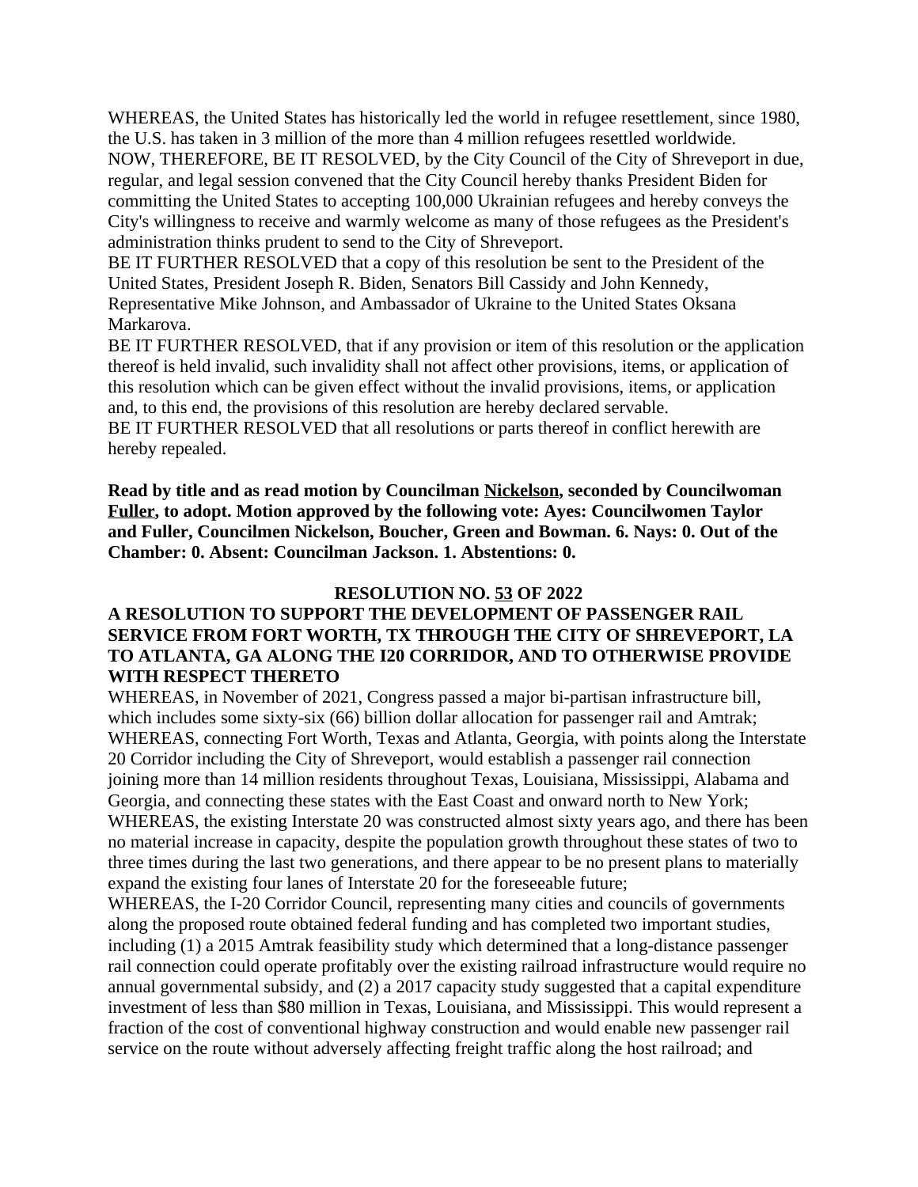WHEREAS, the United States has historically led the world in refugee resettlement, since 1980, the U.S. has taken in 3 million of the more than 4 million refugees resettled worldwide.

NOW, THEREFORE, BE IT RESOLVED, by the City Council of the City of Shreveport in due, regular, and legal session convened that the City Council hereby thanks President Biden for committing the United States to accepting 100,000 Ukrainian refugees and hereby conveys the City's willingness to receive and warmly welcome as many of those refugees as the President's administration thinks prudent to send to the City of Shreveport.

BE IT FURTHER RESOLVED that a copy of this resolution be sent to the President of the United States, President Joseph R. Biden, Senators Bill Cassidy and John Kennedy, Representative Mike Johnson, and Ambassador of Ukraine to the United States Oksana Markarova.

BE IT FURTHER RESOLVED, that if any provision or item of this resolution or the application thereof is held invalid, such invalidity shall not affect other provisions, items, or application of this resolution which can be given effect without the invalid provisions, items, or application and, to this end, the provisions of this resolution are hereby declared servable.

BE IT FURTHER RESOLVED that all resolutions or parts thereof in conflict herewith are hereby repealed.

**Read by title and as read motion by Councilman Nickelson, seconded by Councilwoman Fuller, to adopt. Motion approved by the following vote: Ayes: Councilwomen Taylor and Fuller, Councilmen Nickelson, Boucher, Green and Bowman. 6. Nays: 0. Out of the Chamber: 0. Absent: Councilman Jackson. 1. Abstentions: 0.**

## RESOLUTION NO. 53 OF 2022

**A RESOLUTION TO SUPPORT THE DEVELOPMENT OF PASSENGER RAIL SERVICE FROM FORT WORTH, TX THROUGH THE CITY OF SHREVEPORT, LA TO ATLANTA, GA ALONG THE I20 CORRIDOR, AND TO OTHERWISE PROVIDE WITH RESPECT THERETO**

WHEREAS, in November of 2021, Congress passed a major bi-partisan infrastructure bill, which includes some sixty-six (66) billion dollar allocation for passenger rail and Amtrak;

WHEREAS, connecting Fort Worth, Texas and Atlanta, Georgia, with points along the Interstate 20 Corridor including the City of Shreveport, would establish a passenger rail connection joining more than 14 million residents throughout Texas, Louisiana, Mississippi, Alabama and Georgia, and connecting these states with the East Coast and onward north to New York;

WHEREAS, the existing Interstate 20 was constructed almost sixty years ago, and there has been no material increase in capacity, despite the population growth throughout these states of two to three times during the last two generations, and there appear to be no present plans to materially expand the existing four lanes of Interstate 20 for the foreseeable future;

WHEREAS, the I-20 Corridor Council, representing many cities and councils of governments along the proposed route obtained federal funding and has completed two important studies, including (1) a 2015 Amtrak feasibility study which determined that a long-distance passenger rail connection could operate profitably over the existing railroad infrastructure would require no annual governmental subsidy, and (2) a 2017 capacity study suggested that a capital expenditure investment of less than $80 million in Texas, Louisiana, and Mississippi. This would represent a fraction of the cost of conventional highway construction and would enable new passenger rail service on the route without adversely affecting freight traffic along the host railroad; and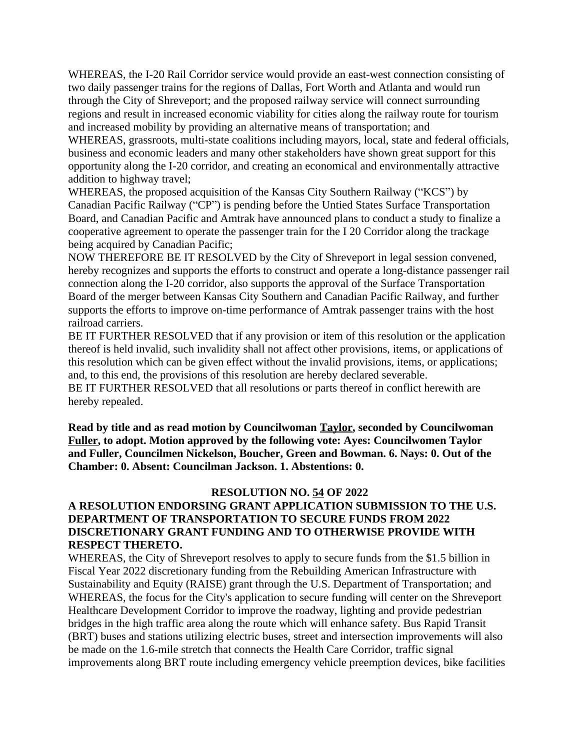WHEREAS, the I-20 Rail Corridor service would provide an east-west connection consisting of two daily passenger trains for the regions of Dallas, Fort Worth and Atlanta and would run through the City of Shreveport; and the proposed railway service will connect surrounding regions and result in increased economic viability for cities along the railway route for tourism and increased mobility by providing an alternative means of transportation; and

WHEREAS, grassroots, multi-state coalitions including mayors, local, state and federal officials, business and economic leaders and many other stakeholders have shown great support for this opportunity along the I-20 corridor, and creating an economical and environmentally attractive addition to highway travel;

WHEREAS, the proposed acquisition of the Kansas City Southern Railway ("KCS") by Canadian Pacific Railway ("CP") is pending before the Untied States Surface Transportation Board, and Canadian Pacific and Amtrak have announced plans to conduct a study to finalize a cooperative agreement to operate the passenger train for the I 20 Corridor along the trackage being acquired by Canadian Pacific;

NOW THEREFORE BE IT RESOLVED by the City of Shreveport in legal session convened, hereby recognizes and supports the efforts to construct and operate a long-distance passenger rail connection along the I-20 corridor, also supports the approval of the Surface Transportation Board of the merger between Kansas City Southern and Canadian Pacific Railway, and further supports the efforts to improve on-time performance of Amtrak passenger trains with the host railroad carriers.

BE IT FURTHER RESOLVED that if any provision or item of this resolution or the application thereof is held invalid, such invalidity shall not affect other provisions, items, or applications of this resolution which can be given effect without the invalid provisions, items, or applications; and, to this end, the provisions of this resolution are hereby declared severable.

BE IT FURTHER RESOLVED that all resolutions or parts thereof in conflict herewith are hereby repealed.

**Read by title and as read motion by Councilwoman Taylor, seconded by Councilwoman Fuller, to adopt. Motion approved by the following vote: Ayes: Councilwomen Taylor and Fuller, Councilmen Nickelson, Boucher, Green and Bowman. 6. Nays: 0. Out of the Chamber: 0. Absent: Councilman Jackson. 1. Abstentions: 0.**

**RESOLUTION NO. 54 OF 2022**

**A RESOLUTION ENDORSING GRANT APPLICATION SUBMISSION TO THE U.S. DEPARTMENT OF TRANSPORTATION TO SECURE FUNDS FROM 2022 DISCRETIONARY GRANT FUNDING AND TO OTHERWISE PROVIDE WITH RESPECT THERETO.**

WHEREAS, the City of Shreveport resolves to apply to secure funds from the $1.5 billion in Fiscal Year 2022 discretionary funding from the Rebuilding American Infrastructure with Sustainability and Equity (RAISE) grant through the U.S. Department of Transportation; and

WHEREAS, the focus for the City's application to secure funding will center on the Shreveport Healthcare Development Corridor to improve the roadway, lighting and provide pedestrian bridges in the high traffic area along the route which will enhance safety. Bus Rapid Transit (BRT) buses and stations utilizing electric buses, street and intersection improvements will also be made on the 1.6-mile stretch that connects the Health Care Corridor, traffic signal improvements along BRT route including emergency vehicle preemption devices, bike facilities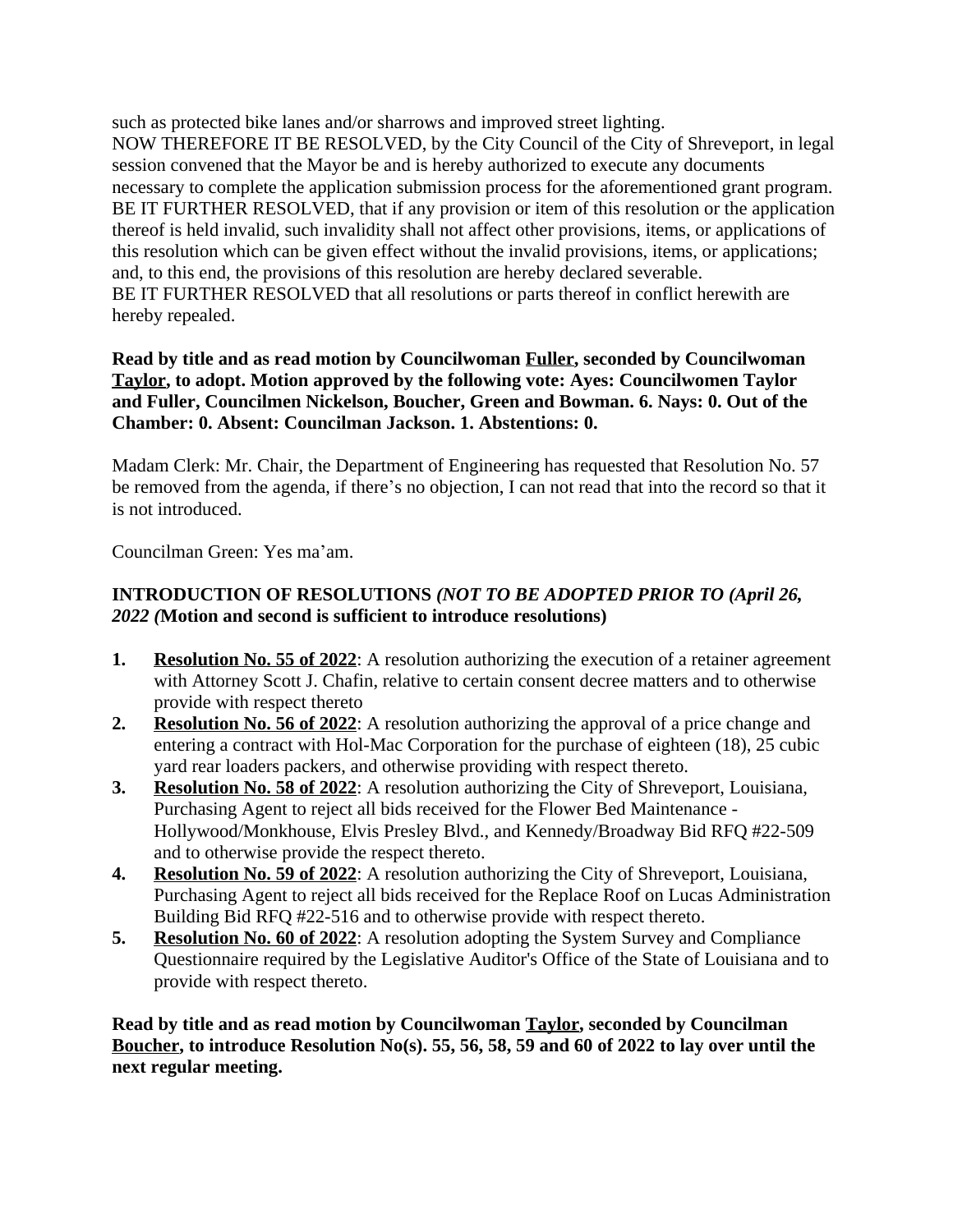such as protected bike lanes and/or sharrows and improved street lighting.
NOW THEREFORE IT BE RESOLVED, by the City Council of the City of Shreveport, in legal session convened that the Mayor be and is hereby authorized to execute any documents necessary to complete the application submission process for the aforementioned grant program.
BE IT FURTHER RESOLVED, that if any provision or item of this resolution or the application thereof is held invalid, such invalidity shall not affect other provisions, items, or applications of this resolution which can be given effect without the invalid provisions, items, or applications; and, to this end, the provisions of this resolution are hereby declared severable.
BE IT FURTHER RESOLVED that all resolutions or parts thereof in conflict herewith are hereby repealed.

**Read by title and as read motion by Councilwoman <u>Fuller</u>, seconded by Councilwoman <u>Taylor</u>, to adopt. Motion approved by the following vote: Ayes: Councilwomen Taylor and Fuller, Councilmen Nickelson, Boucher, Green and Bowman. 6. Nays: 0. Out of the Chamber: 0. Absent: Councilman Jackson. 1. Abstentions: 0.**

Madam Clerk: Mr. Chair, the Department of Engineering has requested that Resolution No. 57 be removed from the agenda, if there's no objection, I can not read that into the record so that it is not introduced.

Councilman Green: Yes ma'am.

**INTRODUCTION OF RESOLUTIONS** ***(NOT TO BE ADOPTED PRIOR TO (April 26, 2022 (*****Motion and second is sufficient to introduce resolutions)**

1. **<u>Resolution No. 55 of 2022</u>**: A resolution authorizing the execution of a retainer agreement with Attorney Scott J. Chafin, relative to certain consent decree matters and to otherwise provide with respect thereto
2. **<u>Resolution No. 56 of 2022</u>**: A resolution authorizing the approval of a price change and entering a contract with Hol-Mac Corporation for the purchase of eighteen (18), 25 cubic yard rear loaders packers, and otherwise providing with respect thereto.
3. **<u>Resolution No. 58 of 2022</u>**: A resolution authorizing the City of Shreveport, Louisiana, Purchasing Agent to reject all bids received for the Flower Bed Maintenance - Hollywood/Monkhouse, Elvis Presley Blvd., and Kennedy/Broadway Bid RFQ #22-509 and to otherwise provide the respect thereto.
4. **<u>Resolution No. 59 of 2022</u>**: A resolution authorizing the City of Shreveport, Louisiana, Purchasing Agent to reject all bids received for the Replace Roof on Lucas Administration Building Bid RFQ #22-516 and to otherwise provide with respect thereto.
5. **<u>Resolution No. 60 of 2022</u>**: A resolution adopting the System Survey and Compliance Questionnaire required by the Legislative Auditor's Office of the State of Louisiana and to provide with respect thereto.

**Read by title and as read motion by Councilwoman <u>Taylor</u>, seconded by Councilman <u>Boucher</u>, to introduce Resolution No(s). 55, 56, 58, 59 and 60 of 2022 to lay over until the next regular meeting.**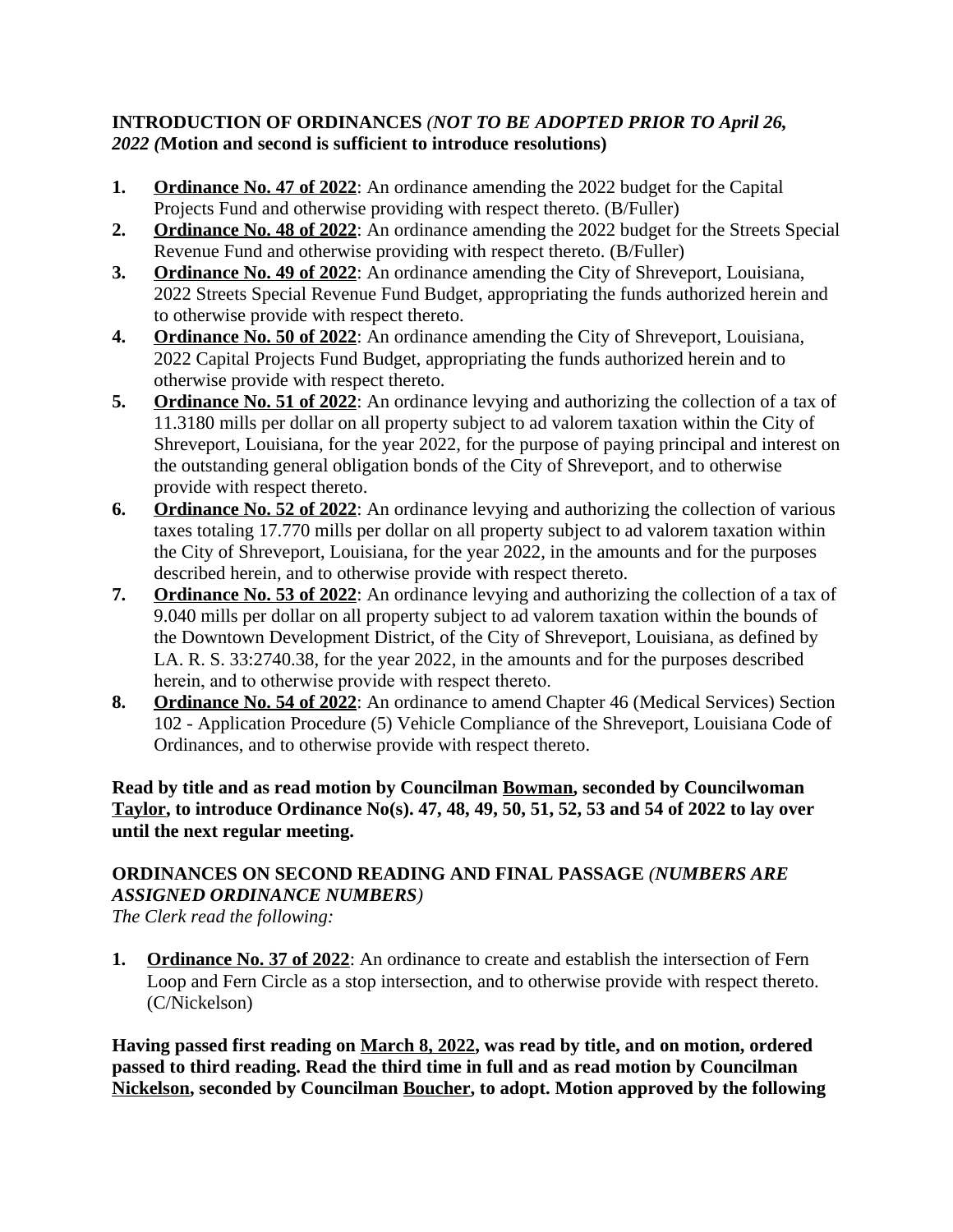**INTRODUCTION OF ORDINANCES** *(NOT TO BE ADOPTED PRIOR TO April 26, 2022 (***Motion and second is sufficient to introduce resolutions)**

1. **<u>Ordinance No. 47 of 2022</u>**: An ordinance amending the 2022 budget for the Capital Projects Fund and otherwise providing with respect thereto. (B/Fuller)
2. **<u>Ordinance No. 48 of 2022</u>**: An ordinance amending the 2022 budget for the Streets Special Revenue Fund and otherwise providing with respect thereto. (B/Fuller)
3. **<u>Ordinance No. 49 of 2022</u>**: An ordinance amending the City of Shreveport, Louisiana, 2022 Streets Special Revenue Fund Budget, appropriating the funds authorized herein and to otherwise provide with respect thereto.
4. **<u>Ordinance No. 50 of 2022</u>**: An ordinance amending the City of Shreveport, Louisiana, 2022 Capital Projects Fund Budget, appropriating the funds authorized herein and to otherwise provide with respect thereto.
5. **<u>Ordinance No. 51 of 2022</u>**: An ordinance levying and authorizing the collection of a tax of 11.3180 mills per dollar on all property subject to ad valorem taxation within the City of Shreveport, Louisiana, for the year 2022, for the purpose of paying principal and interest on the outstanding general obligation bonds of the City of Shreveport, and to otherwise provide with respect thereto.
6. **<u>Ordinance No. 52 of 2022</u>**: An ordinance levying and authorizing the collection of various taxes totaling 17.770 mills per dollar on all property subject to ad valorem taxation within the City of Shreveport, Louisiana, for the year 2022, in the amounts and for the purposes described herein, and to otherwise provide with respect thereto.
7. **<u>Ordinance No. 53 of 2022</u>**: An ordinance levying and authorizing the collection of a tax of 9.040 mills per dollar on all property subject to ad valorem taxation within the bounds of the Downtown Development District, of the City of Shreveport, Louisiana, as defined by LA. R. S. 33:2740.38, for the year 2022, in the amounts and for the purposes described herein, and to otherwise provide with respect thereto.
8. **<u>Ordinance No. 54 of 2022</u>**: An ordinance to amend Chapter 46 (Medical Services) Section 102 - Application Procedure (5) Vehicle Compliance of the Shreveport, Louisiana Code of Ordinances, and to otherwise provide with respect thereto.

**Read by title and as read motion by Councilman <u>Bowman</u>, seconded by Councilwoman <u>Taylor</u>, to introduce Ordinance No(s). 47, 48, 49, 50, 51, 52, 53 and 54 of 2022 to lay over until the next regular meeting.**

**ORDINANCES ON SECOND READING AND FINAL PASSAGE** *(NUMBERS ARE ASSIGNED ORDINANCE NUMBERS)*

*The Clerk read the following:*

1. **<u>Ordinance No. 37 of 2022</u>**: An ordinance to create and establish the intersection of Fern Loop and Fern Circle as a stop intersection, and to otherwise provide with respect thereto. (C/Nickelson)

**Having passed first reading on <u>March 8, 2022</u>, was read by title, and on motion, ordered passed to third reading. Read the third time in full and as read motion by Councilman <u>Nickelson</u>, seconded by Councilman <u>Boucher</u>, to adopt. Motion approved by the following**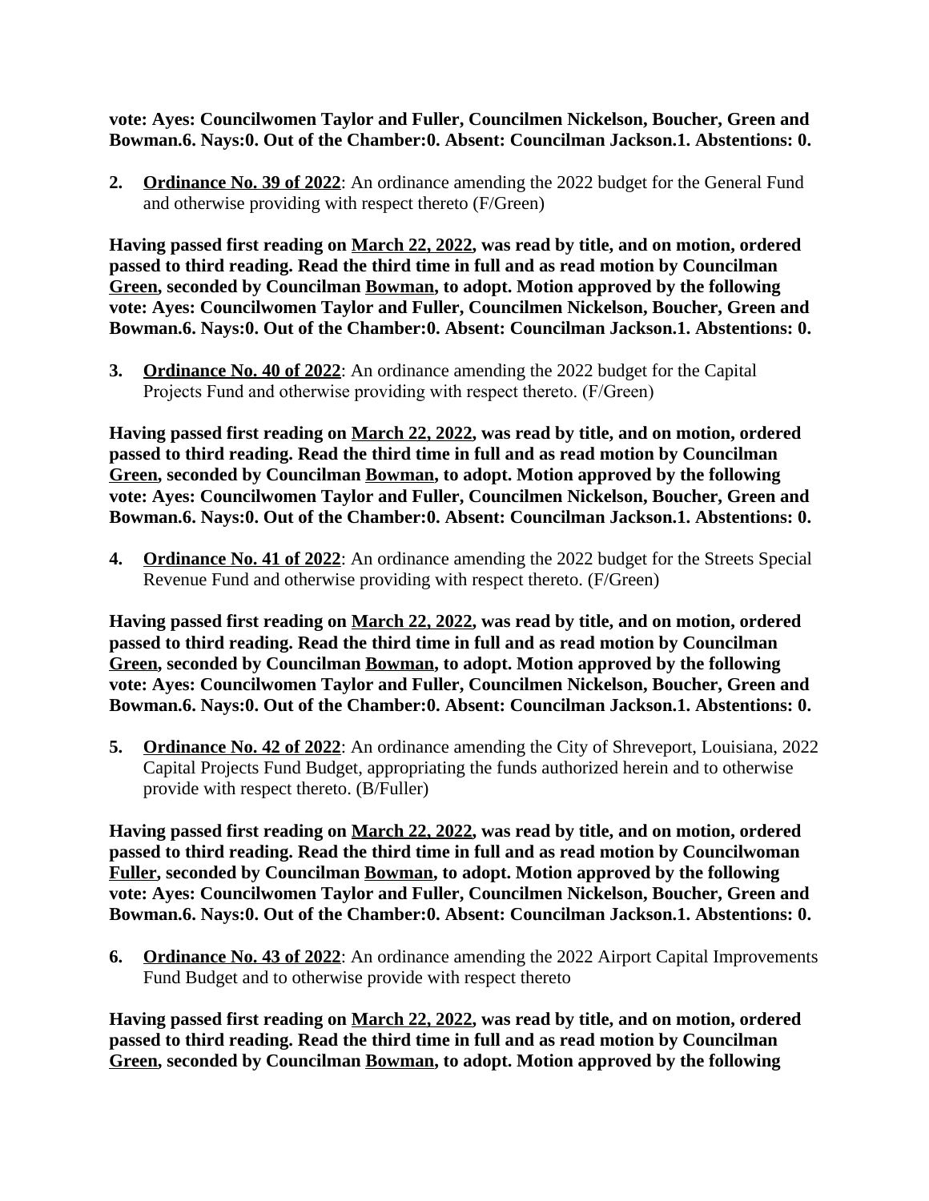**vote: Ayes: Councilwomen Taylor and Fuller, Councilmen Nickelson, Boucher, Green and Bowman.6. Nays:0. Out of the Chamber:0. Absent: Councilman Jackson.1. Abstentions: 0.**

2. **Ordinance No. 39 of 2022**: An ordinance amending the 2022 budget for the General Fund and otherwise providing with respect thereto (F/Green)

**Having passed first reading on March 22, 2022, was read by title, and on motion, ordered passed to third reading. Read the third time in full and as read motion by Councilman Green, seconded by Councilman Bowman, to adopt. Motion approved by the following vote: Ayes: Councilwomen Taylor and Fuller, Councilmen Nickelson, Boucher, Green and Bowman.6. Nays:0. Out of the Chamber:0. Absent: Councilman Jackson.1. Abstentions: 0.**

3. **Ordinance No. 40 of 2022**: An ordinance amending the 2022 budget for the Capital Projects Fund and otherwise providing with respect thereto. (F/Green)

**Having passed first reading on March 22, 2022, was read by title, and on motion, ordered passed to third reading. Read the third time in full and as read motion by Councilman Green, seconded by Councilman Bowman, to adopt. Motion approved by the following vote: Ayes: Councilwomen Taylor and Fuller, Councilmen Nickelson, Boucher, Green and Bowman.6. Nays:0. Out of the Chamber:0. Absent: Councilman Jackson.1. Abstentions: 0.**

4. **Ordinance No. 41 of 2022**: An ordinance amending the 2022 budget for the Streets Special Revenue Fund and otherwise providing with respect thereto. (F/Green)

**Having passed first reading on March 22, 2022, was read by title, and on motion, ordered passed to third reading. Read the third time in full and as read motion by Councilman Green, seconded by Councilman Bowman, to adopt. Motion approved by the following vote: Ayes: Councilwomen Taylor and Fuller, Councilmen Nickelson, Boucher, Green and Bowman.6. Nays:0. Out of the Chamber:0. Absent: Councilman Jackson.1. Abstentions: 0.**

5. **Ordinance No. 42 of 2022**: An ordinance amending the City of Shreveport, Louisiana, 2022 Capital Projects Fund Budget, appropriating the funds authorized herein and to otherwise provide with respect thereto. (B/Fuller)

**Having passed first reading on March 22, 2022, was read by title, and on motion, ordered passed to third reading. Read the third time in full and as read motion by Councilwoman Fuller, seconded by Councilman Bowman, to adopt. Motion approved by the following vote: Ayes: Councilwomen Taylor and Fuller, Councilmen Nickelson, Boucher, Green and Bowman.6. Nays:0. Out of the Chamber:0. Absent: Councilman Jackson.1. Abstentions: 0.**

6. **Ordinance No. 43 of 2022**: An ordinance amending the 2022 Airport Capital Improvements Fund Budget and to otherwise provide with respect thereto

**Having passed first reading on March 22, 2022, was read by title, and on motion, ordered passed to third reading. Read the third time in full and as read motion by Councilman Green, seconded by Councilman Bowman, to adopt. Motion approved by the following**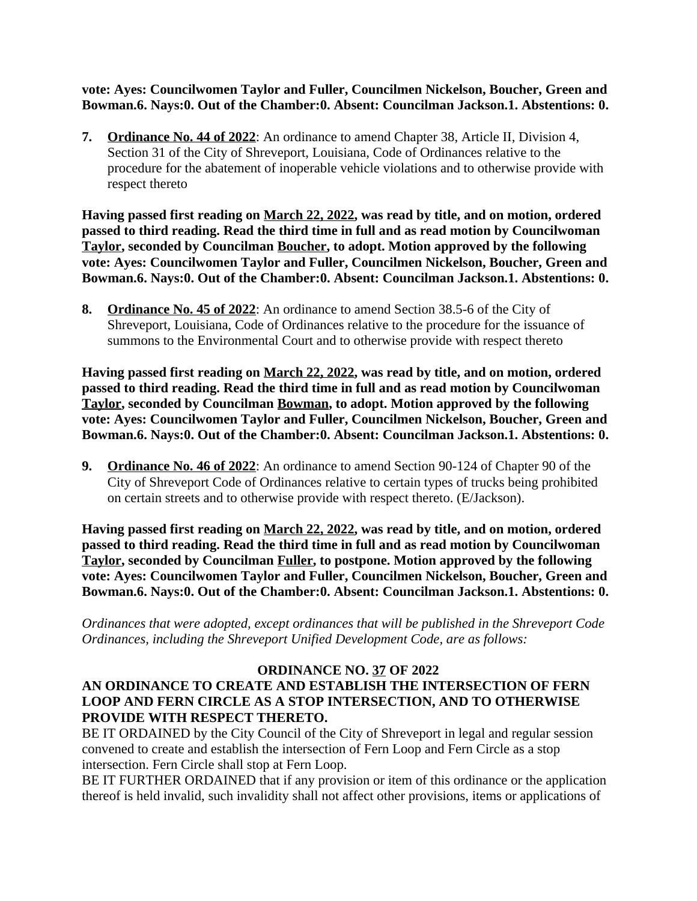**vote: Ayes: Councilwomen Taylor and Fuller, Councilmen Nickelson, Boucher, Green and Bowman.6. Nays:0. Out of the Chamber:0. Absent: Councilman Jackson.1. Abstentions: 0.**

7. **Ordinance No. 44 of 2022**: An ordinance to amend Chapter 38, Article II, Division 4, Section 31 of the City of Shreveport, Louisiana, Code of Ordinances relative to the procedure for the abatement of inoperable vehicle violations and to otherwise provide with respect thereto

**Having passed first reading on March 22, 2022, was read by title, and on motion, ordered passed to third reading. Read the third time in full and as read motion by Councilwoman Taylor, seconded by Councilman Boucher, to adopt. Motion approved by the following vote: Ayes: Councilwomen Taylor and Fuller, Councilmen Nickelson, Boucher, Green and Bowman.6. Nays:0. Out of the Chamber:0. Absent: Councilman Jackson.1. Abstentions: 0.**

8. **Ordinance No. 45 of 2022**: An ordinance to amend Section 38.5-6 of the City of Shreveport, Louisiana, Code of Ordinances relative to the procedure for the issuance of summons to the Environmental Court and to otherwise provide with respect thereto

**Having passed first reading on March 22, 2022, was read by title, and on motion, ordered passed to third reading. Read the third time in full and as read motion by Councilwoman Taylor, seconded by Councilman Bowman, to adopt. Motion approved by the following vote: Ayes: Councilwomen Taylor and Fuller, Councilmen Nickelson, Boucher, Green and Bowman.6. Nays:0. Out of the Chamber:0. Absent: Councilman Jackson.1. Abstentions: 0.**

9. **Ordinance No. 46 of 2022**: An ordinance to amend Section 90-124 of Chapter 90 of the City of Shreveport Code of Ordinances relative to certain types of trucks being prohibited on certain streets and to otherwise provide with respect thereto. (E/Jackson).

**Having passed first reading on March 22, 2022, was read by title, and on motion, ordered passed to third reading. Read the third time in full and as read motion by Councilwoman Taylor, seconded by Councilman Fuller, to postpone. Motion approved by the following vote: Ayes: Councilwomen Taylor and Fuller, Councilmen Nickelson, Boucher, Green and Bowman.6. Nays:0. Out of the Chamber:0. Absent: Councilman Jackson.1. Abstentions: 0.**

*Ordinances that were adopted, except ordinances that will be published in the Shreveport Code Ordinances, including the Shreveport Unified Development Code, are as follows:*

**ORDINANCE NO. 37 OF 2022**

**AN ORDINANCE TO CREATE AND ESTABLISH THE INTERSECTION OF FERN LOOP AND FERN CIRCLE AS A STOP INTERSECTION, AND TO OTHERWISE PROVIDE WITH RESPECT THERETO.**

BE IT ORDAINED by the City Council of the City of Shreveport in legal and regular session convened to create and establish the intersection of Fern Loop and Fern Circle as a stop intersection. Fern Circle shall stop at Fern Loop.

BE IT FURTHER ORDAINED that if any provision or item of this ordinance or the application thereof is held invalid, such invalidity shall not affect other provisions, items or applications of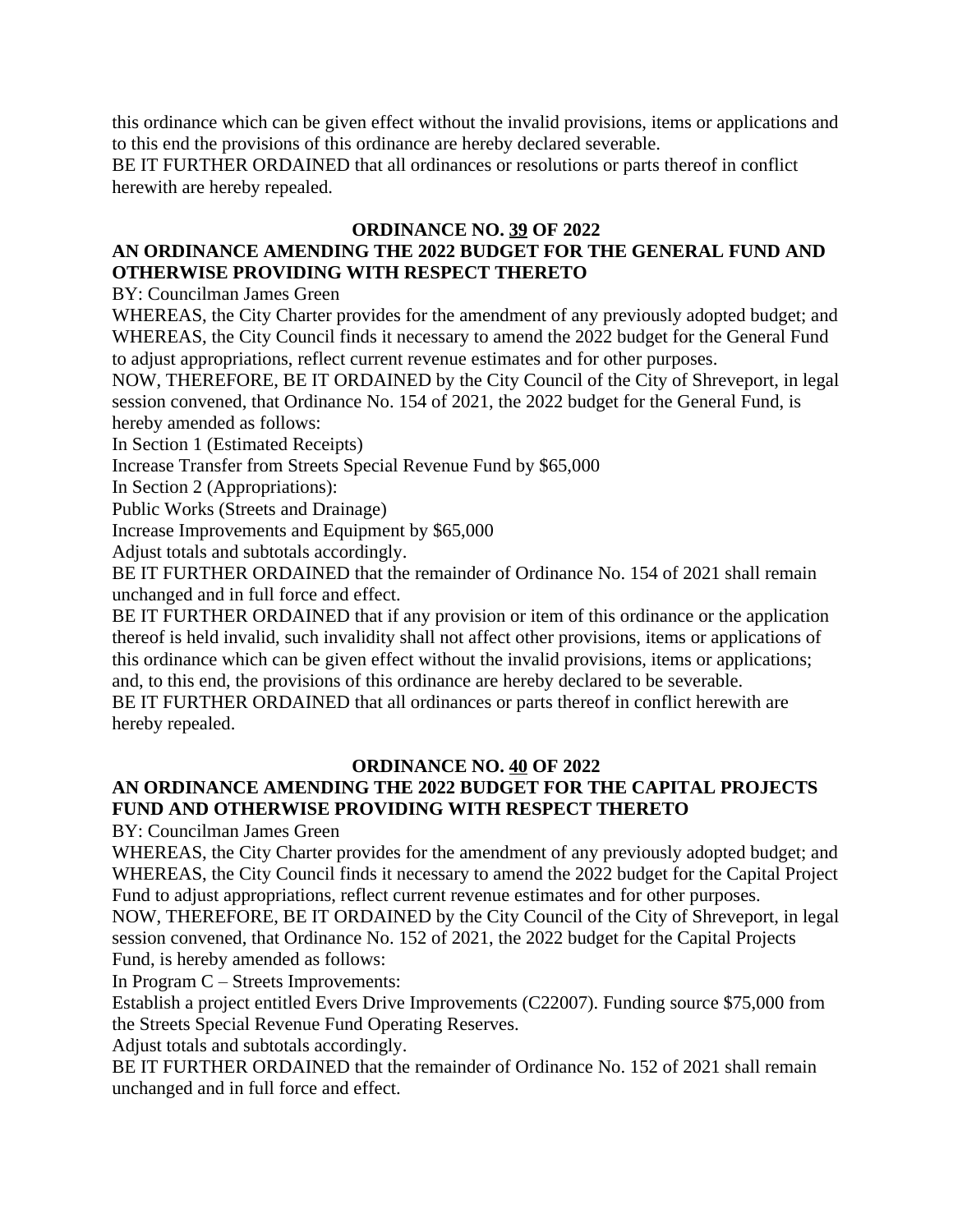this ordinance which can be given effect without the invalid provisions, items or applications and to this end the provisions of this ordinance are hereby declared severable.
BE IT FURTHER ORDAINED that all ordinances or resolutions or parts thereof in conflict herewith are hereby repealed.

**ORDINANCE NO. 39 OF 2022**

**AN ORDINANCE AMENDING THE 2022 BUDGET FOR THE GENERAL FUND AND OTHERWISE PROVIDING WITH RESPECT THERETO**

BY: Councilman James Green

WHEREAS, the City Charter provides for the amendment of any previously adopted budget; and
WHEREAS, the City Council finds it necessary to amend the 2022 budget for the General Fund to adjust appropriations, reflect current revenue estimates and for other purposes.

NOW, THEREFORE, BE IT ORDAINED by the City Council of the City of Shreveport, in legal session convened, that Ordinance No. 154 of 2021, the 2022 budget for the General Fund, is hereby amended as follows:

In Section 1 (Estimated Receipts)

Increase Transfer from Streets Special Revenue Fund by $65,000

In Section 2 (Appropriations):

Public Works (Streets and Drainage)

Increase Improvements and Equipment by $65,000

Adjust totals and subtotals accordingly.

BE IT FURTHER ORDAINED that the remainder of Ordinance No. 154 of 2021 shall remain unchanged and in full force and effect.

BE IT FURTHER ORDAINED that if any provision or item of this ordinance or the application thereof is held invalid, such invalidity shall not affect other provisions, items or applications of this ordinance which can be given effect without the invalid provisions, items or applications; and, to this end, the provisions of this ordinance are hereby declared to be severable.

BE IT FURTHER ORDAINED that all ordinances or parts thereof in conflict herewith are hereby repealed.

**ORDINANCE NO. 40 OF 2022**

**AN ORDINANCE AMENDING THE 2022 BUDGET FOR THE CAPITAL PROJECTS FUND AND OTHERWISE PROVIDING WITH RESPECT THERETO**

BY: Councilman James Green

WHEREAS, the City Charter provides for the amendment of any previously adopted budget; and
WHEREAS, the City Council finds it necessary to amend the 2022 budget for the Capital Project Fund to adjust appropriations, reflect current revenue estimates and for other purposes.

NOW, THEREFORE, BE IT ORDAINED by the City Council of the City of Shreveport, in legal session convened, that Ordinance No. 152 of 2021, the 2022 budget for the Capital Projects Fund, is hereby amended as follows:

In Program C – Streets Improvements:

Establish a project entitled Evers Drive Improvements (C22007). Funding source $75,000 from the Streets Special Revenue Fund Operating Reserves.

Adjust totals and subtotals accordingly.

BE IT FURTHER ORDAINED that the remainder of Ordinance No. 152 of 2021 shall remain unchanged and in full force and effect.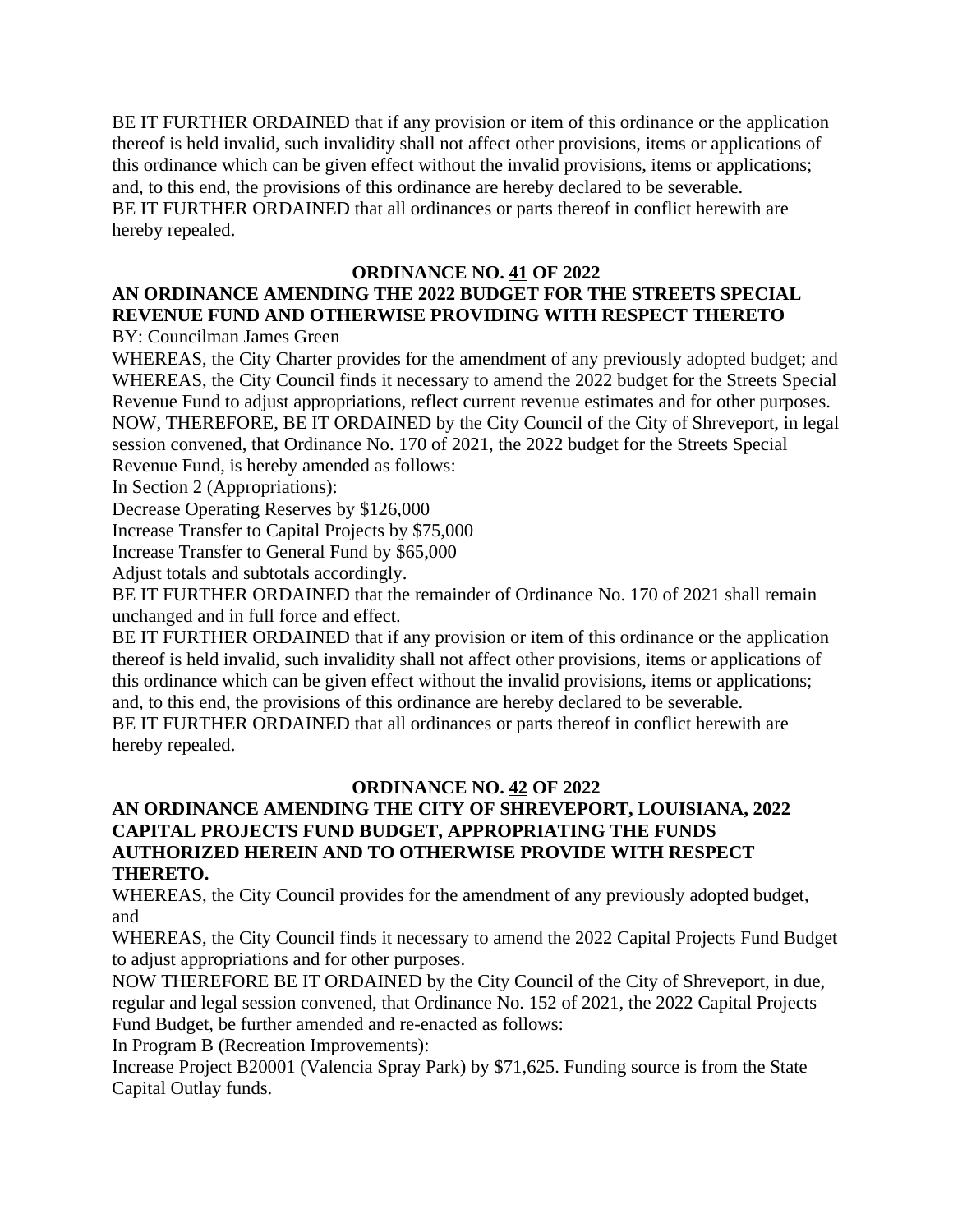BE IT FURTHER ORDAINED that if any provision or item of this ordinance or the application thereof is held invalid, such invalidity shall not affect other provisions, items or applications of this ordinance which can be given effect without the invalid provisions, items or applications; and, to this end, the provisions of this ordinance are hereby declared to be severable.
BE IT FURTHER ORDAINED that all ordinances or parts thereof in conflict herewith are hereby repealed.

**ORDINANCE NO. 41 OF 2022**

**AN ORDINANCE AMENDING THE 2022 BUDGET FOR THE STREETS SPECIAL REVENUE FUND AND OTHERWISE PROVIDING WITH RESPECT THERETO**

BY: Councilman James Green

WHEREAS, the City Charter provides for the amendment of any previously adopted budget; and
WHEREAS, the City Council finds it necessary to amend the 2022 budget for the Streets Special Revenue Fund to adjust appropriations, reflect current revenue estimates and for other purposes.
NOW, THEREFORE, BE IT ORDAINED by the City Council of the City of Shreveport, in legal session convened, that Ordinance No. 170 of 2021, the 2022 budget for the Streets Special Revenue Fund, is hereby amended as follows:

In Section 2 (Appropriations):

Decrease Operating Reserves by $126,000

Increase Transfer to Capital Projects by $75,000

Increase Transfer to General Fund by $65,000

Adjust totals and subtotals accordingly.

BE IT FURTHER ORDAINED that the remainder of Ordinance No. 170 of 2021 shall remain unchanged and in full force and effect.
BE IT FURTHER ORDAINED that if any provision or item of this ordinance or the application thereof is held invalid, such invalidity shall not affect other provisions, items or applications of this ordinance which can be given effect without the invalid provisions, items or applications; and, to this end, the provisions of this ordinance are hereby declared to be severable.
BE IT FURTHER ORDAINED that all ordinances or parts thereof in conflict herewith are hereby repealed.

**ORDINANCE NO. 42 OF 2022**

**AN ORDINANCE AMENDING THE CITY OF SHREVEPORT, LOUISIANA, 2022 CAPITAL PROJECTS FUND BUDGET, APPROPRIATING THE FUNDS AUTHORIZED HEREIN AND TO OTHERWISE PROVIDE WITH RESPECT THERETO.**

WHEREAS, the City Council provides for the amendment of any previously adopted budget, and
WHEREAS, the City Council finds it necessary to amend the 2022 Capital Projects Fund Budget to adjust appropriations and for other purposes.
NOW THEREFORE BE IT ORDAINED by the City Council of the City of Shreveport, in due, regular and legal session convened, that Ordinance No. 152 of 2021, the 2022 Capital Projects Fund Budget, be further amended and re-enacted as follows:

In Program B (Recreation Improvements):

Increase Project B20001 (Valencia Spray Park) by $71,625. Funding source is from the State Capital Outlay funds.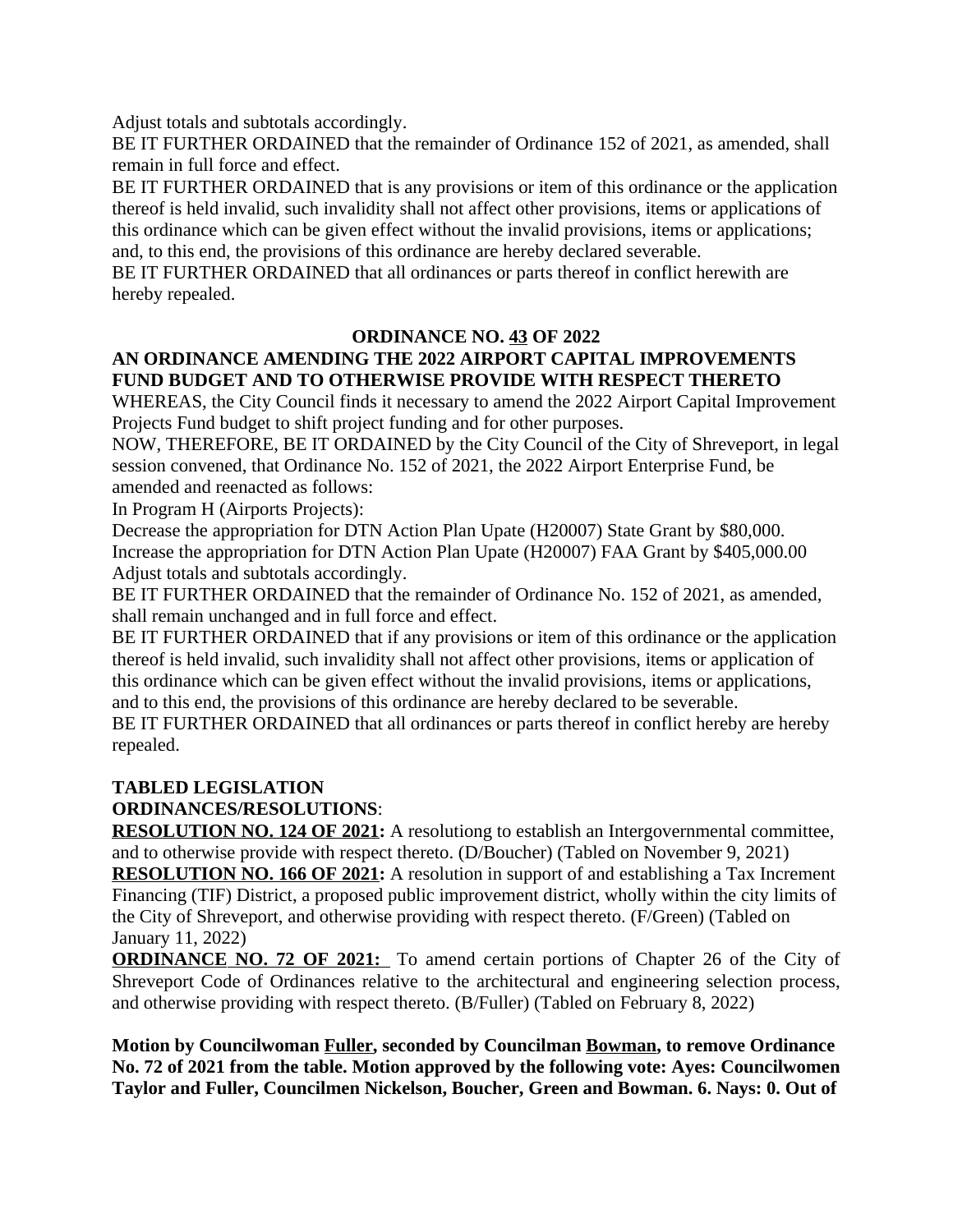Adjust totals and subtotals accordingly.

BE IT FURTHER ORDAINED that the remainder of Ordinance 152 of 2021, as amended, shall remain in full force and effect.

BE IT FURTHER ORDAINED that is any provisions or item of this ordinance or the application thereof is held invalid, such invalidity shall not affect other provisions, items or applications of this ordinance which can be given effect without the invalid provisions, items or applications; and, to this end, the provisions of this ordinance are hereby declared severable.

BE IT FURTHER ORDAINED that all ordinances or parts thereof in conflict herewith are hereby repealed.

**ORDINANCE NO. 43 OF 2022**

**AN ORDINANCE AMENDING THE 2022 AIRPORT CAPITAL IMPROVEMENTS FUND BUDGET AND TO OTHERWISE PROVIDE WITH RESPECT THERETO**

WHEREAS, the City Council finds it necessary to amend the 2022 Airport Capital Improvement Projects Fund budget to shift project funding and for other purposes.

NOW, THEREFORE, BE IT ORDAINED by the City Council of the City of Shreveport, in legal session convened, that Ordinance No. 152 of 2021, the 2022 Airport Enterprise Fund, be amended and reenacted as follows:

In Program H (Airports Projects):

Decrease the appropriation for DTN Action Plan Upate (H20007) State Grant by $80,000.

Increase the appropriation for DTN Action Plan Upate (H20007) FAA Grant by $405,000.00

Adjust totals and subtotals accordingly.

BE IT FURTHER ORDAINED that the remainder of Ordinance No. 152 of 2021, as amended, shall remain unchanged and in full force and effect.

BE IT FURTHER ORDAINED that if any provisions or item of this ordinance or the application thereof is held invalid, such invalidity shall not affect other provisions, items or application of this ordinance which can be given effect without the invalid provisions, items or applications, and to this end, the provisions of this ordinance are hereby declared to be severable.

BE IT FURTHER ORDAINED that all ordinances or parts thereof in conflict hereby are hereby repealed.

**TABLED LEGISLATION**

**ORDINANCES/RESOLUTIONS**:

**RESOLUTION NO. 124 OF 2021:** A resolutiong to establish an Intergovernmental committee, and to otherwise provide with respect thereto. (D/Boucher) (Tabled on November 9, 2021)

**RESOLUTION NO. 166 OF 2021:** A resolution in support of and establishing a Tax Increment Financing (TIF) District, a proposed public improvement district, wholly within the city limits of the City of Shreveport, and otherwise providing with respect thereto. (F/Green) (Tabled on January 11, 2022)

**ORDINANCE NO. 72 OF 2021:** To amend certain portions of Chapter 26 of the City of Shreveport Code of Ordinances relative to the architectural and engineering selection process, and otherwise providing with respect thereto. (B/Fuller) (Tabled on February 8, 2022)

**Motion by Councilwoman Fuller, seconded by Councilman Bowman, to remove Ordinance No. 72 of 2021 from the table. Motion approved by the following vote: Ayes: Councilwomen Taylor and Fuller, Councilmen Nickelson, Boucher, Green and Bowman. 6. Nays: 0. Out of**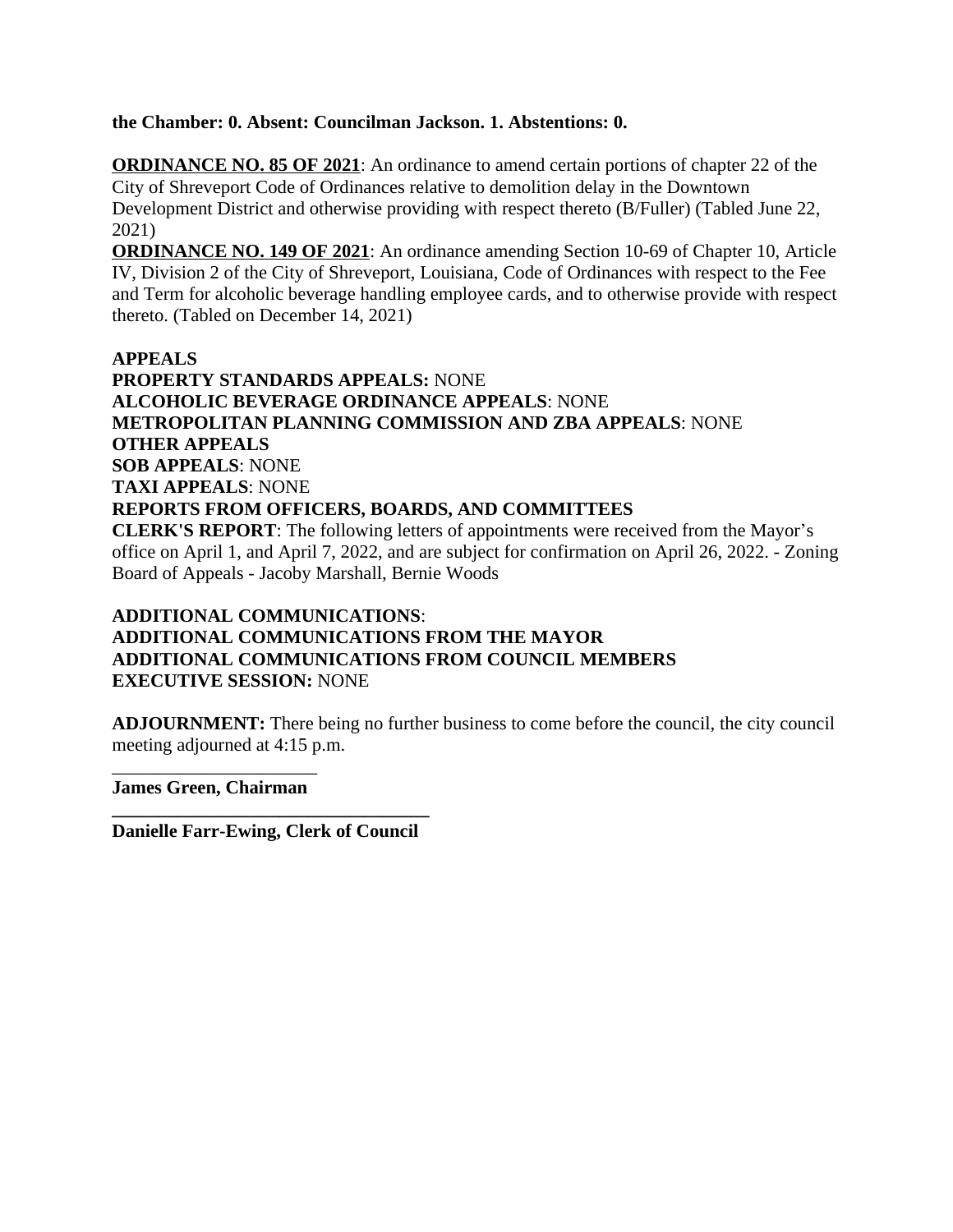**the Chamber: 0. Absent: Councilman Jackson. 1. Abstentions: 0.**

**ORDINANCE NO. 85 OF 2021**: An ordinance to amend certain portions of chapter 22 of the City of Shreveport Code of Ordinances relative to demolition delay in the Downtown Development District and otherwise providing with respect thereto (B/Fuller) (Tabled June 22, 2021)

**ORDINANCE NO. 149 OF 2021**: An ordinance amending Section 10-69 of Chapter 10, Article IV, Division 2 of the City of Shreveport, Louisiana, Code of Ordinances with respect to the Fee and Term for alcoholic beverage handling employee cards, and to otherwise provide with respect thereto. (Tabled on December 14, 2021)

**APPEALS**

**PROPERTY STANDARDS APPEALS:** NONE

**ALCOHOLIC BEVERAGE ORDINANCE APPEALS**: NONE

**METROPOLITAN PLANNING COMMISSION AND ZBA APPEALS**: NONE

**OTHER APPEALS**

**SOB APPEALS**: NONE

**TAXI APPEALS**: NONE

**REPORTS FROM OFFICERS, BOARDS, AND COMMITTEES**

**CLERK'S REPORT**: The following letters of appointments were received from the Mayor's office on April 1, and April 7, 2022, and are subject for confirmation on April 26, 2022. - Zoning Board of Appeals - Jacoby Marshall, Bernie Woods

**ADDITIONAL COMMUNICATIONS**:

**ADDITIONAL COMMUNICATIONS FROM THE MAYOR**

**ADDITIONAL COMMUNICATIONS FROM COUNCIL MEMBERS**

**EXECUTIVE SESSION:** NONE

**ADJOURNMENT:** There being no further business to come before the council, the city council meeting adjourned at 4:15 p.m.

______________________

**James Green, Chairman**

**__________________________________**

**Danielle Farr-Ewing, Clerk of Council**